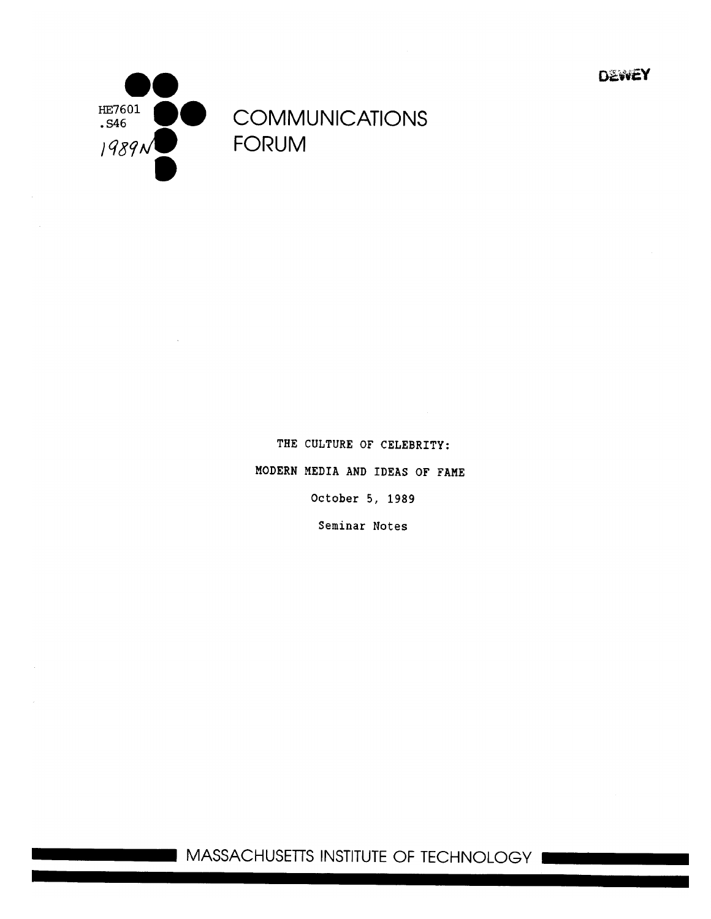DEWEY

HE7601
.S46
1989

# COMMUNICATIONS FORUM

THE CULTURE OF CELEBRITY:

MODERN MEDIA AND IDEAS OF FAME

October 5, 1989

Seminar Notes

MASSACHUSETTS INSTITUTE OF TECHNOLOGY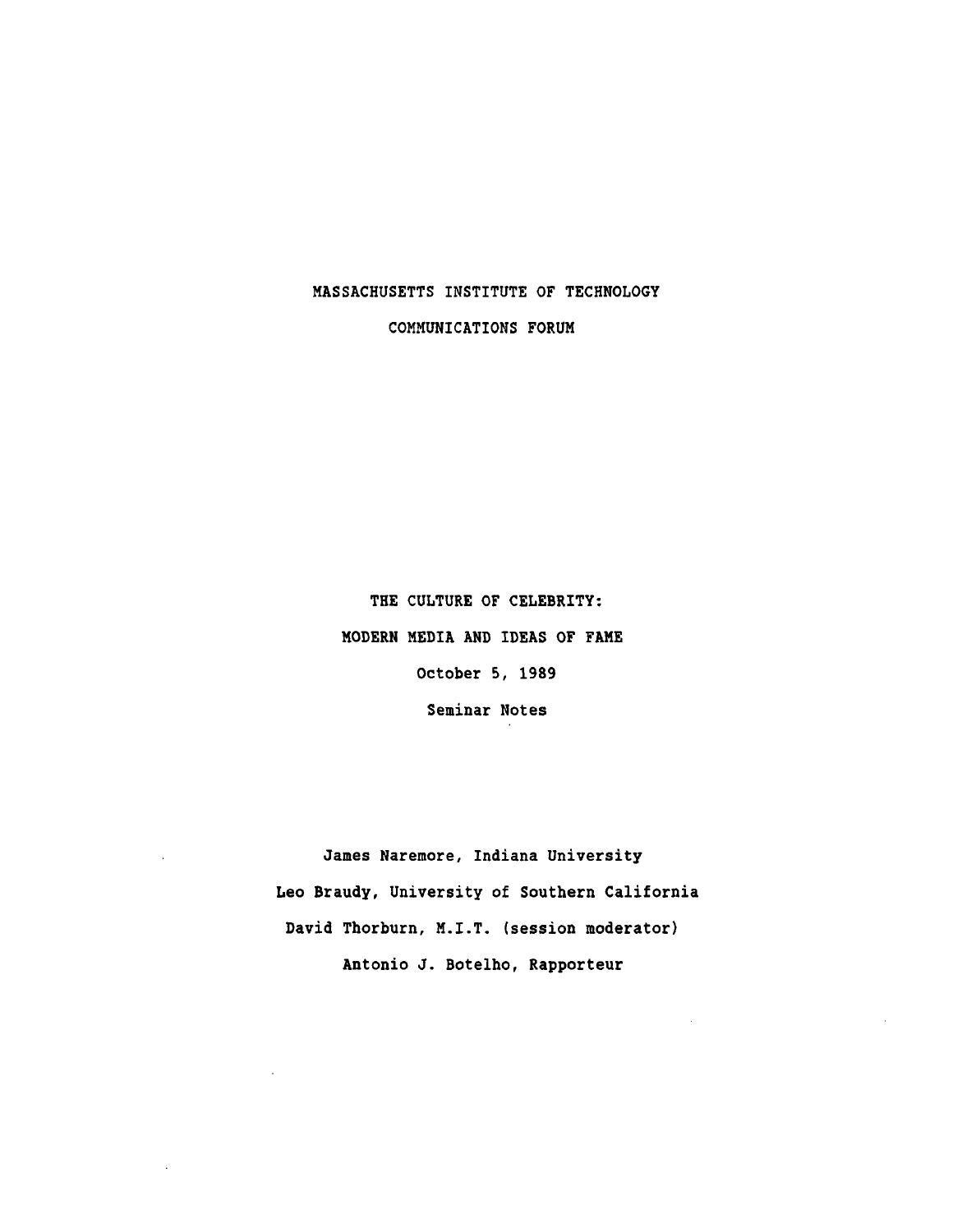MASSACHUSETTS INSTITUTE OF TECHNOLOGY

COMMUNICATIONS FORUM

# THE CULTURE OF CELEBRITY:

# MODERN MEDIA AND IDEAS OF FAME

October 5, 1989

Seminar Notes

James Naremore, Indiana University

Leo Braudy, University of Southern California

David Thorburn, M.I.T. (session moderator)

Antonio J. Botelho, Rapporteur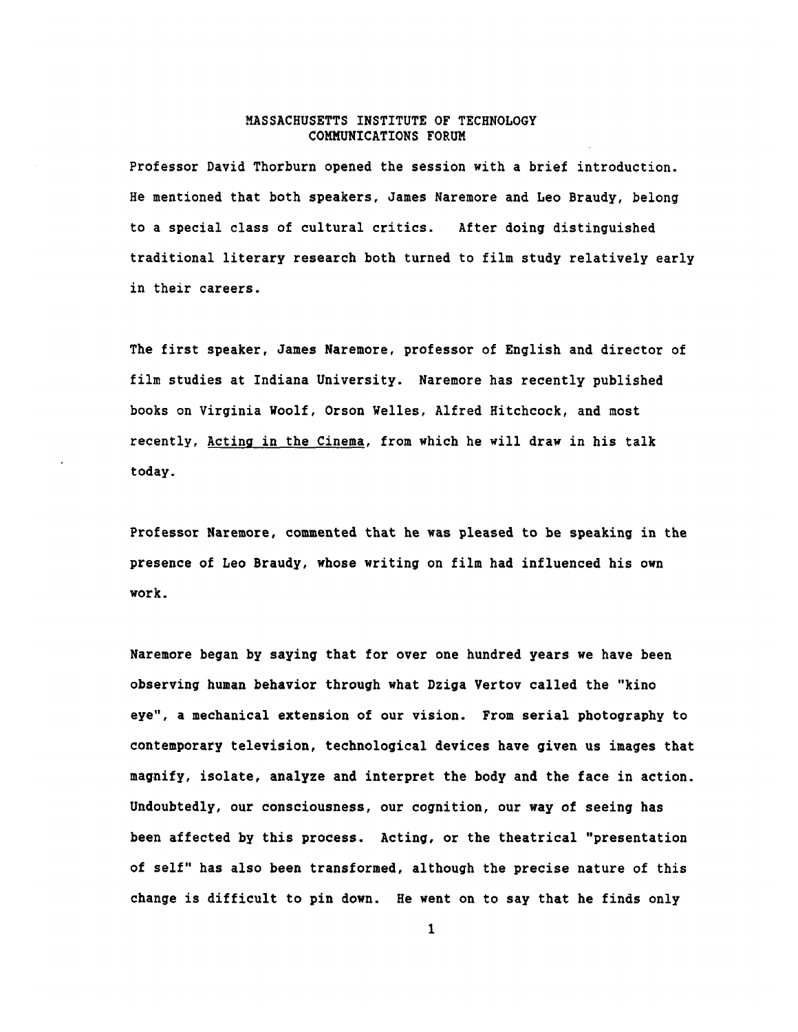MASSACHUSETTS INSTITUTE OF TECHNOLOGY
COMMUNICATIONS FORUM

Professor David Thorburn opened the session with a brief introduction. He mentioned that both speakers, James Naremore and Leo Braudy, belong to a special class of cultural critics. After doing distinguished traditional literary research both turned to film study relatively early in their careers.

The first speaker, James Naremore, professor of English and director of film studies at Indiana University. Naremore has recently published books on Virginia Woolf, Orson Welles, Alfred Hitchcock, and most recently, Acting in the Cinema, from which he will draw in his talk today.

Professor Naremore, commented that he was pleased to be speaking in the presence of Leo Braudy, whose writing on film had influenced his own work.

Naremore began by saying that for over one hundred years we have been observing human behavior through what Dziga Vertov called the "kino eye", a mechanical extension of our vision. From serial photography to contemporary television, technological devices have given us images that magnify, isolate, analyze and interpret the body and the face in action. Undoubtedly, our consciousness, our cognition, our way of seeing has been affected by this process. Acting, or the theatrical "presentation of self" has also been transformed, although the precise nature of this change is difficult to pin down. He went on to say that he finds only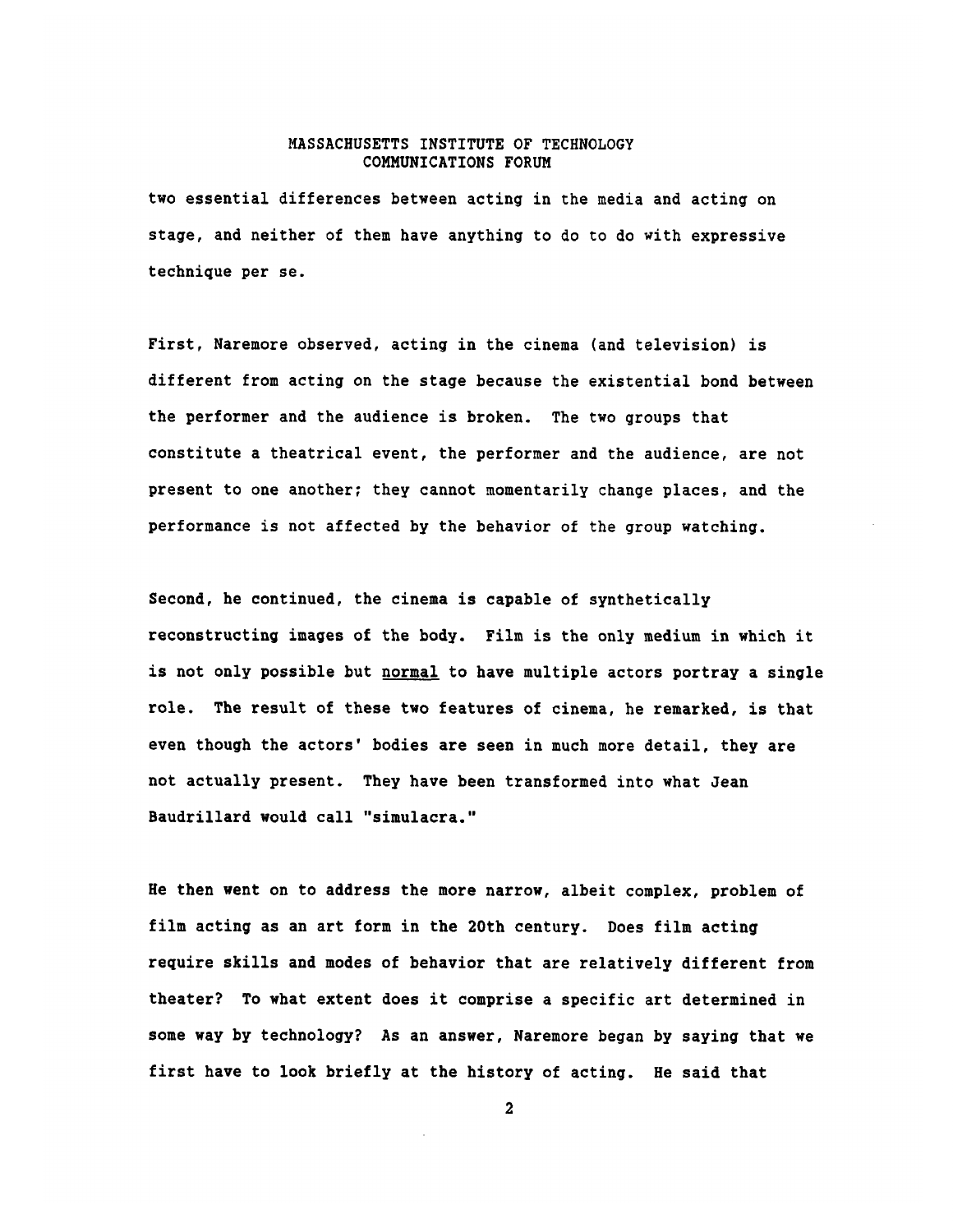two essential differences between acting in the media and acting on stage, and neither of them have anything to do to do with expressive technique per se.

First, Naremore observed, acting in the cinema (and television) is different from acting on the stage because the existential bond between the performer and the audience is broken. The two groups that constitute a theatrical event, the performer and the audience, are not present to one another; they cannot momentarily change places, and the performance is not affected by the behavior of the group watching.

Second, he continued, the cinema is capable of synthetically reconstructing images of the body. Film is the only medium in which it is not only possible but <u>normal</u> to have multiple actors portray a single role. The result of these two features of cinema, he remarked, is that even though the actors' bodies are seen in much more detail, they are not actually present. They have been transformed into what Jean Baudrillard would call "simulacra."

He then went on to address the more narrow, albeit complex, problem of film acting as an art form in the 20th century. Does film acting require skills and modes of behavior that are relatively different from theater? To what extent does it comprise a specific art determined in some way by technology? As an answer, Naremore began by saying that we first have to look briefly at the history of acting. He said that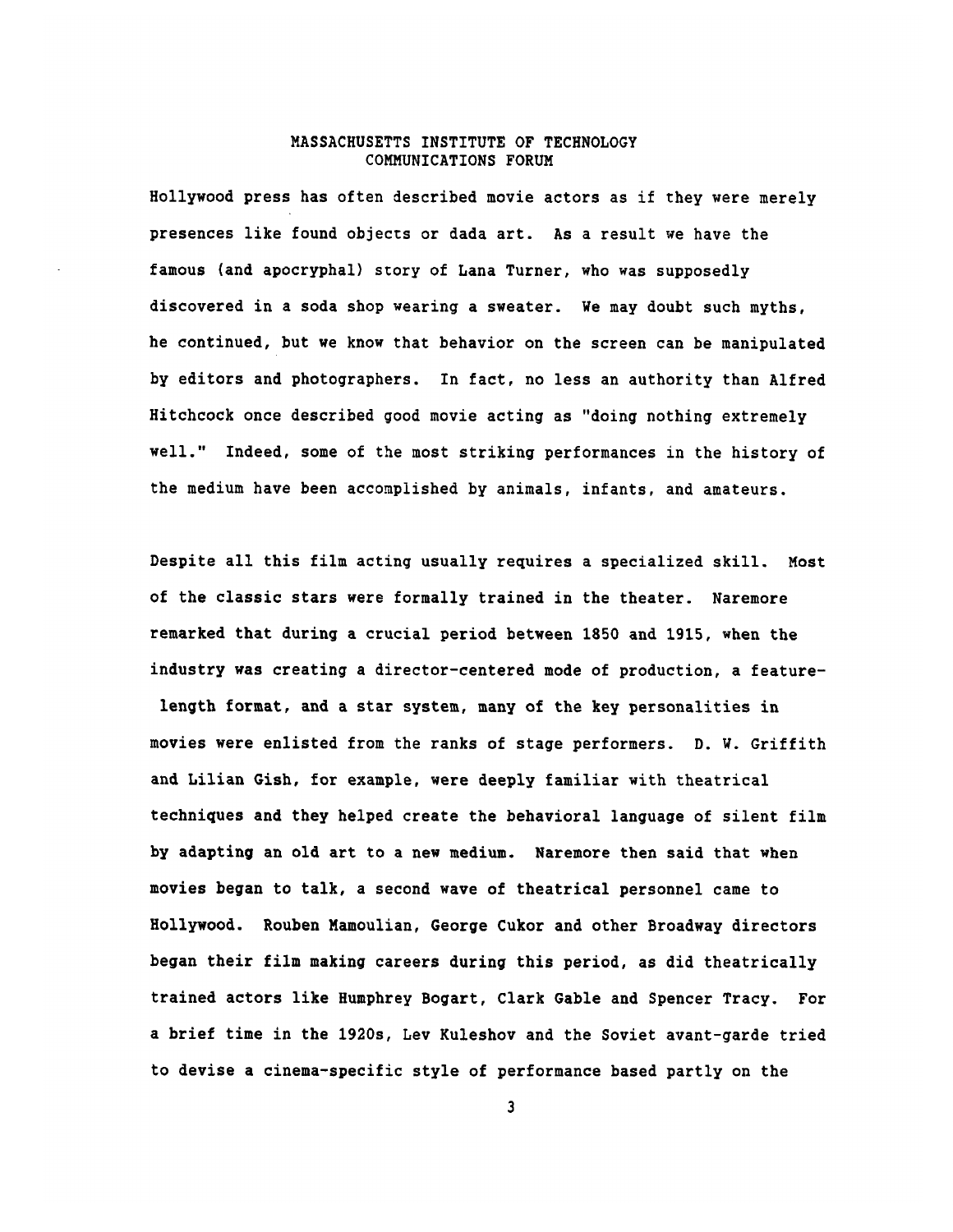Hollywood press has often described movie actors as if they were merely presences like found objects or dada art. As a result we have the famous (and apocryphal) story of Lana Turner, who was supposedly discovered in a soda shop wearing a sweater. We may doubt such myths, he continued, but we know that behavior on the screen can be manipulated by editors and photographers. In fact, no less an authority than Alfred Hitchcock once described good movie acting as "doing nothing extremely well." Indeed, some of the most striking performances in the history of the medium have been accomplished by animals, infants, and amateurs.

Despite all this film acting usually requires a specialized skill. Most of the classic stars were formally trained in the theater. Naremore remarked that during a crucial period between 1850 and 1915, when the industry was creating a director-centered mode of production, a feature-length format, and a star system, many of the key personalities in movies were enlisted from the ranks of stage performers. D. W. Griffith and Lilian Gish, for example, were deeply familiar with theatrical techniques and they helped create the behavioral language of silent film by adapting an old art to a new medium. Naremore then said that when movies began to talk, a second wave of theatrical personnel came to Hollywood. Rouben Mamoulian, George Cukor and other Broadway directors began their film making careers during this period, as did theatrically trained actors like Humphrey Bogart, Clark Gable and Spencer Tracy. For a brief time in the 1920s, Lev Kuleshov and the Soviet avant-garde tried to devise a cinema-specific style of performance based partly on the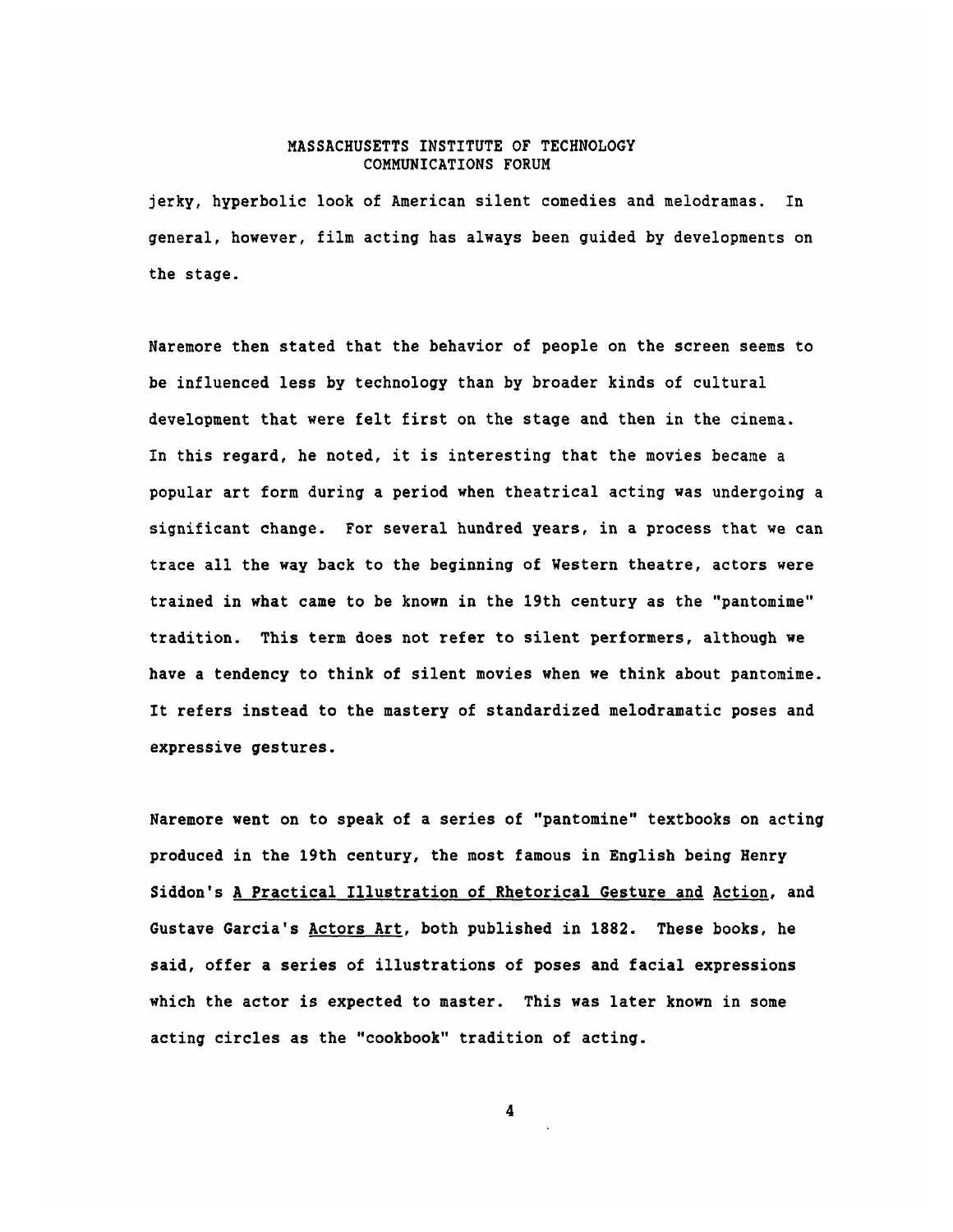jerky, hyperbolic look of American silent comedies and melodramas. In general, however, film acting has always been guided by developments on the stage.

Naremore then stated that the behavior of people on the screen seems to be influenced less by technology than by broader kinds of cultural development that were felt first on the stage and then in the cinema. In this regard, he noted, it is interesting that the movies became a popular art form during a period when theatrical acting was undergoing a significant change. For several hundred years, in a process that we can trace all the way back to the beginning of Western theatre, actors were trained in what came to be known in the 19th century as the "pantomime" tradition. This term does not refer to silent performers, although we have a tendency to think of silent movies when we think about pantomime. It refers instead to the mastery of standardized melodramatic poses and expressive gestures.

Naremore went on to speak of a series of "pantomine" textbooks on acting produced in the 19th century, the most famous in English being Henry Siddon's <u>A Practical Illustration of Rhetorical Gesture and Action</u>, and Gustave Garcia's <u>Actors Art</u>, both published in 1882. These books, he said, offer a series of illustrations of poses and facial expressions which the actor is expected to master. This was later known in some acting circles as the "cookbook" tradition of acting.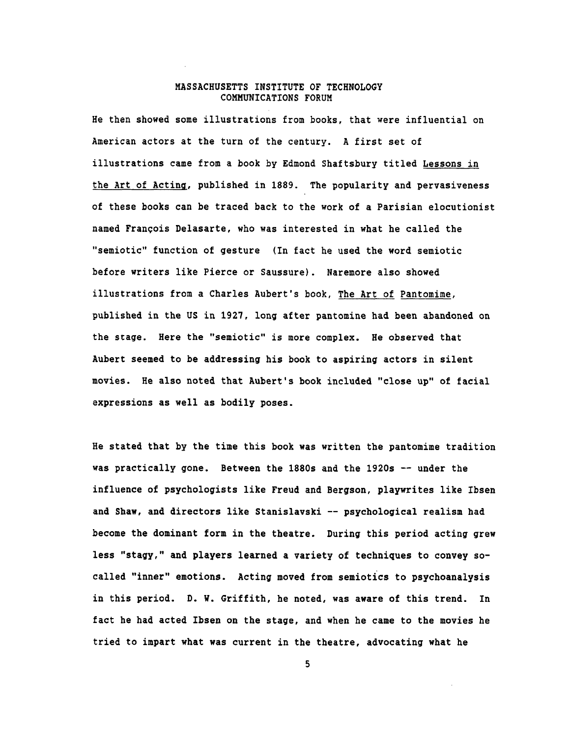He then showed some illustrations from books, that were influential on American actors at the turn of the century. A first set of illustrations came from a book by Edmond Shaftsbury titled Lessons in the Art of Acting, published in 1889. The popularity and pervasiveness of these books can be traced back to the work of a Parisian elocutionist named François Delasarte, who was interested in what he called the "semiotic" function of gesture (In fact he used the word semiotic before writers like Pierce or Saussure). Naremore also showed illustrations from a Charles Aubert's book, The Art of Pantomime, published in the US in 1927, long after pantomine had been abandoned on the stage. Here the "semiotic" is more complex. He observed that Aubert seemed to be addressing his book to aspiring actors in silent movies. He also noted that Aubert's book included "close up" of facial expressions as well as bodily poses.

He stated that by the time this book was written the pantomime tradition was practically gone. Between the 1880s and the 1920s -- under the influence of psychologists like Freud and Bergson, playwrites like Ibsen and Shaw, and directors like Stanislavski -- psychological realism had become the dominant form in the theatre. During this period acting grew less "stagy," and players learned a variety of techniques to convey so-called "inner" emotions. Acting moved from semiotics to psychoanalysis in this period. D. W. Griffith, he noted, was aware of this trend. In fact he had acted Ibsen on the stage, and when he came to the movies he tried to impart what was current in the theatre, advocating what he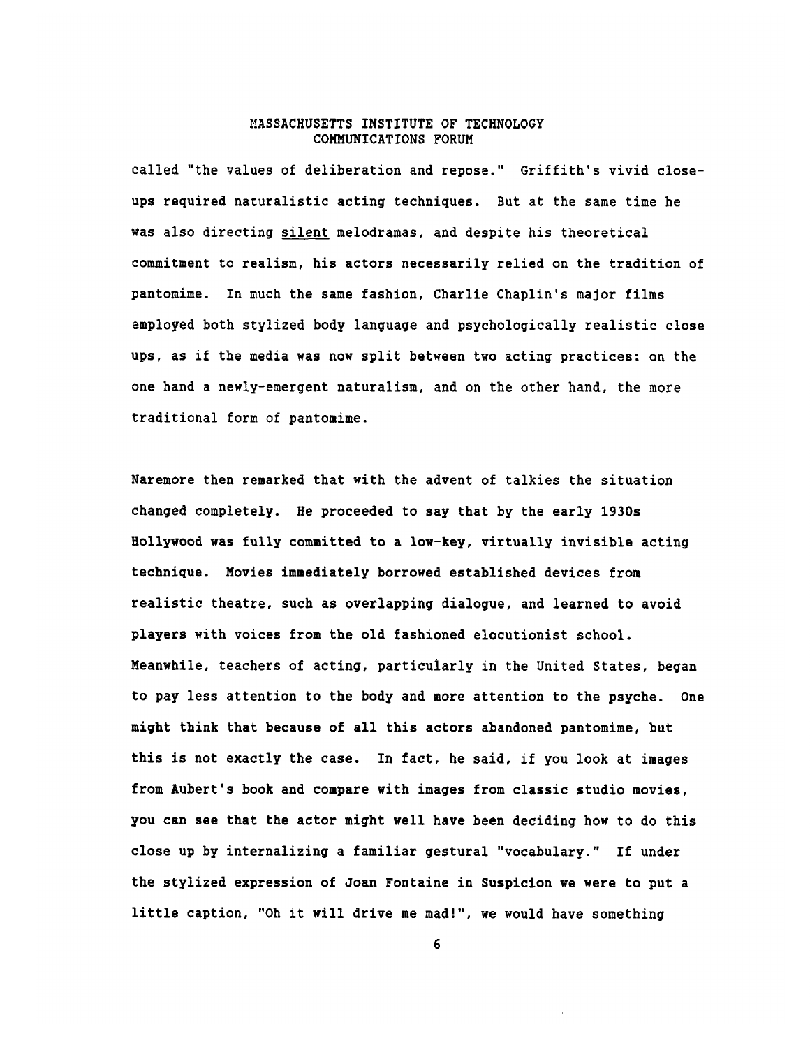called "the values of deliberation and repose." Griffith's vivid close-ups required naturalistic acting techniques. But at the same time he was also directing <u>silent</u> melodramas, and despite his theoretical commitment to realism, his actors necessarily relied on the tradition of pantomime. In much the same fashion, Charlie Chaplin's major films employed both stylized body language and psychologically realistic close ups, as if the media was now split between two acting practices: on the one hand a newly-emergent naturalism, and on the other hand, the more traditional form of pantomime.

Naremore then remarked that with the advent of talkies the situation changed completely. He proceeded to say that by the early 1930s Hollywood was fully committed to a low-key, virtually invisible acting technique. Movies immediately borrowed established devices from realistic theatre, such as overlapping dialogue, and learned to avoid players with voices from the old fashioned elocutionist school. Meanwhile, teachers of acting, particularly in the United States, began to pay less attention to the body and more attention to the psyche. One might think that because of all this actors abandoned pantomime, but this is not exactly the case. In fact, he said, if you look at images from Aubert's book and compare with images from classic studio movies, you can see that the actor might well have been deciding how to do this close up by internalizing a familiar gestural "vocabulary." If under the stylized expression of Joan Fontaine in Suspicion we were to put a little caption, "Oh it will drive me mad!", we would have something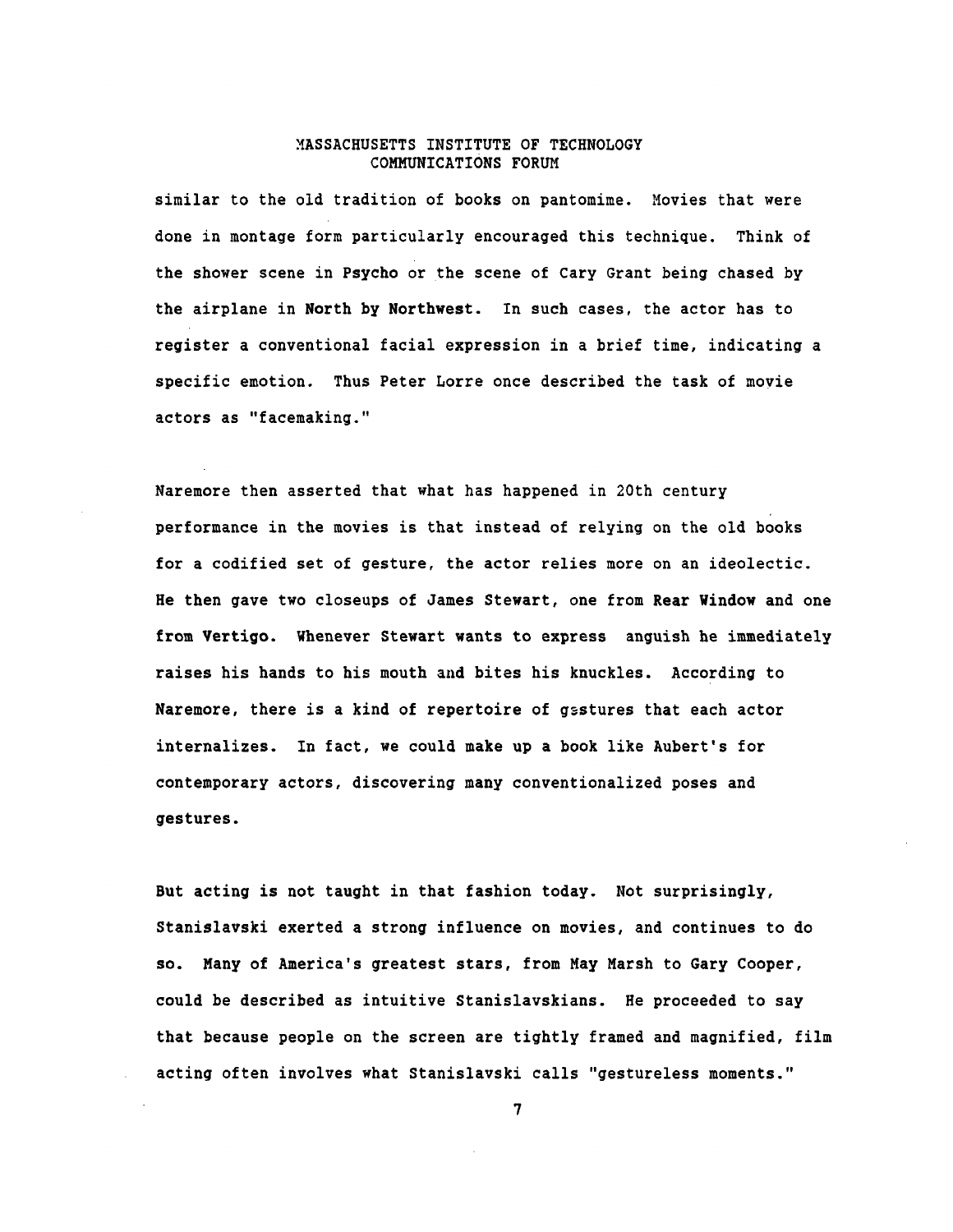similar to the old tradition of books on pantomime. Movies that were done in montage form particularly encouraged this technique. Think of the shower scene in **Psycho** or the scene of Cary Grant being chased by the airplane in **North by Northwest**. In such cases, the actor has to register a conventional facial expression in a brief time, indicating a specific emotion. Thus Peter Lorre once described the task of movie actors as "facemaking."

Naremore then asserted that what has happened in 20th century performance in the movies is that instead of relying on the old books for a codified set of gesture, the actor relies more on an ideolectic. He then gave two closeups of James Stewart, one from **Rear Window** and one from **Vertigo**. Whenever Stewart wants to express anguish he immediately raises his hands to his mouth and bites his knuckles. According to Naremore, there is a kind of repertoire of gestures that each actor internalizes. In fact, we could make up a book like Aubert's for contemporary actors, discovering many conventionalized poses and gestures.

But acting is not taught in that fashion today. Not surprisingly, Stanislavski exerted a strong influence on movies, and continues to do so. Many of America's greatest stars, from May Marsh to Gary Cooper, could be described as intuitive Stanislavskians. He proceeded to say that because people on the screen are tightly framed and magnified, film acting often involves what Stanislavski calls "gestureless moments."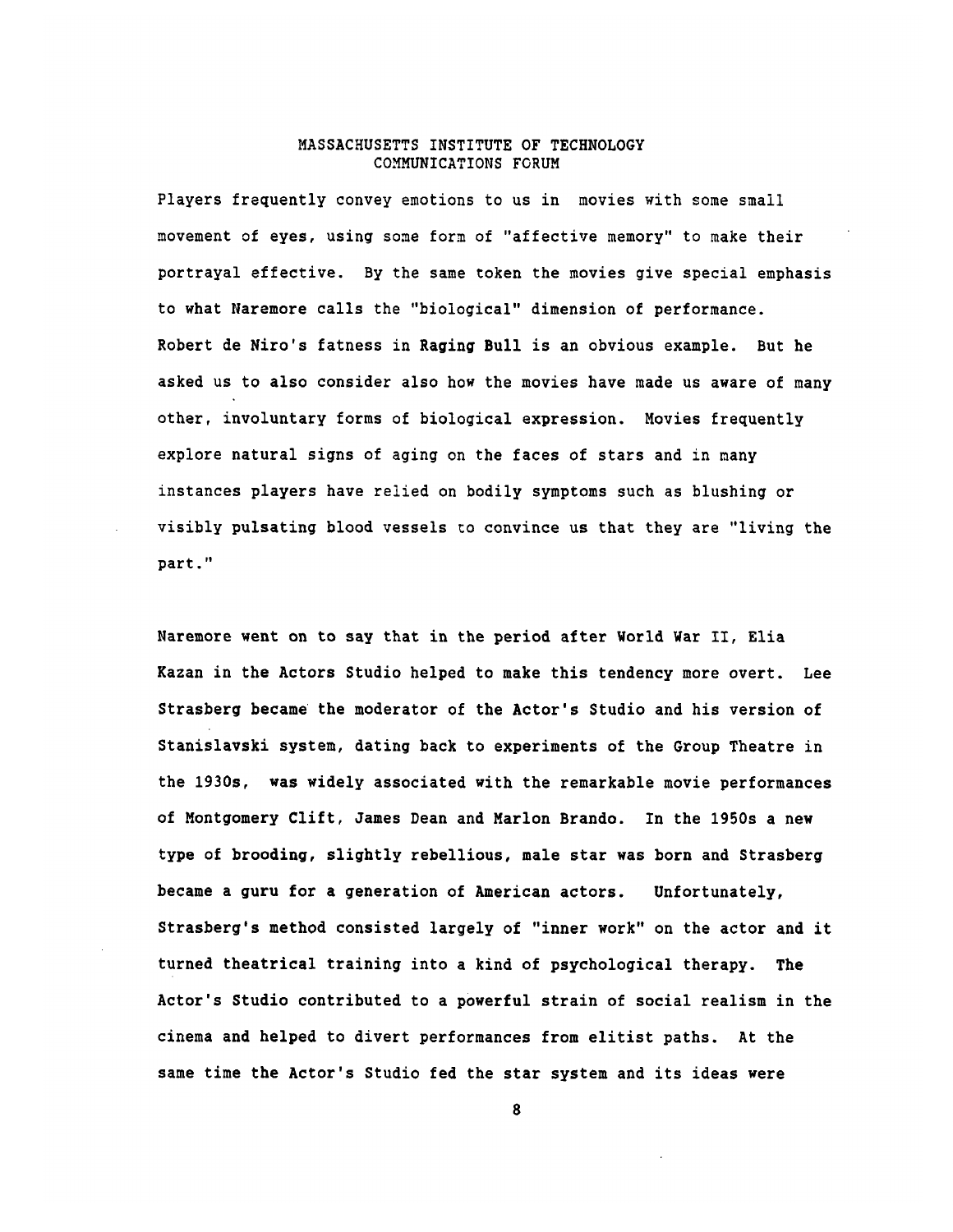Players frequently convey emotions to us in movies with some small movement of eyes, using some form of "affective memory" to make their portrayal effective. By the same token the movies give special emphasis to what Naremore calls the "biological" dimension of performance. Robert de Niro's fatness in **Raging Bull** is an obvious example. But he asked us to also consider also how the movies have made us aware of many other, involuntary forms of biological expression. Movies frequently explore natural signs of aging on the faces of stars and in many instances players have relied on bodily symptoms such as blushing or visibly pulsating blood vessels to convince us that they are "living the part."

Naremore went on to say that in the period after World War II, Elia Kazan in the Actors Studio helped to make this tendency more overt. Lee Strasberg became the moderator of the Actor's Studio and his version of Stanislavski system, dating back to experiments of the Group Theatre in the 1930s, was widely associated with the remarkable movie performances of Montgomery Clift, James Dean and Marlon Brando. In the 1950s a new type of brooding, slightly rebellious, male star was born and Strasberg became a guru for a generation of American actors. Unfortunately, Strasberg's method consisted largely of "inner work" on the actor and it turned theatrical training into a kind of psychological therapy. The Actor's Studio contributed to a powerful strain of social realism in the cinema and helped to divert performances from elitist paths. At the same time the Actor's Studio fed the star system and its ideas were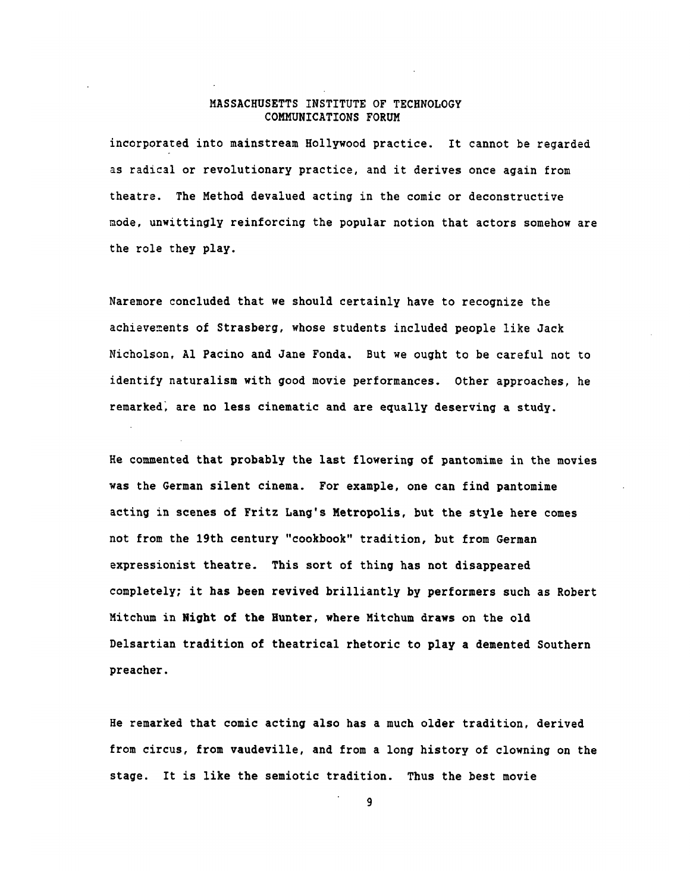incorporated into mainstream Hollywood practice. It cannot be regarded as radical or revolutionary practice, and it derives once again from theatre. The Method devalued acting in the comic or deconstructive mode, unwittingly reinforcing the popular notion that actors somehow are the role they play.

Naremore concluded that we should certainly have to recognize the achievements of Strasberg, whose students included people like Jack Nicholson, Al Pacino and Jane Fonda. But we ought to be careful not to identify naturalism with good movie performances. Other approaches, he remarked, are no less cinematic and are equally deserving a study.

He commented that probably the last flowering of pantomime in the movies was the German silent cinema. For example, one can find pantomime acting in scenes of Fritz Lang's **Metropolis**, but the style here comes not from the 19th century "cookbook" tradition, but from German expressionist theatre. This sort of thing has not disappeared completely; it has been revived brilliantly by performers such as Robert Mitchum in **Night of the Hunter**, where Mitchum draws on the old Delsartian tradition of theatrical rhetoric to play a demented Southern preacher.

He remarked that comic acting also has a much older tradition, derived from circus, from vaudeville, and from a long history of clowning on the stage. It is like the semiotic tradition. Thus the best movie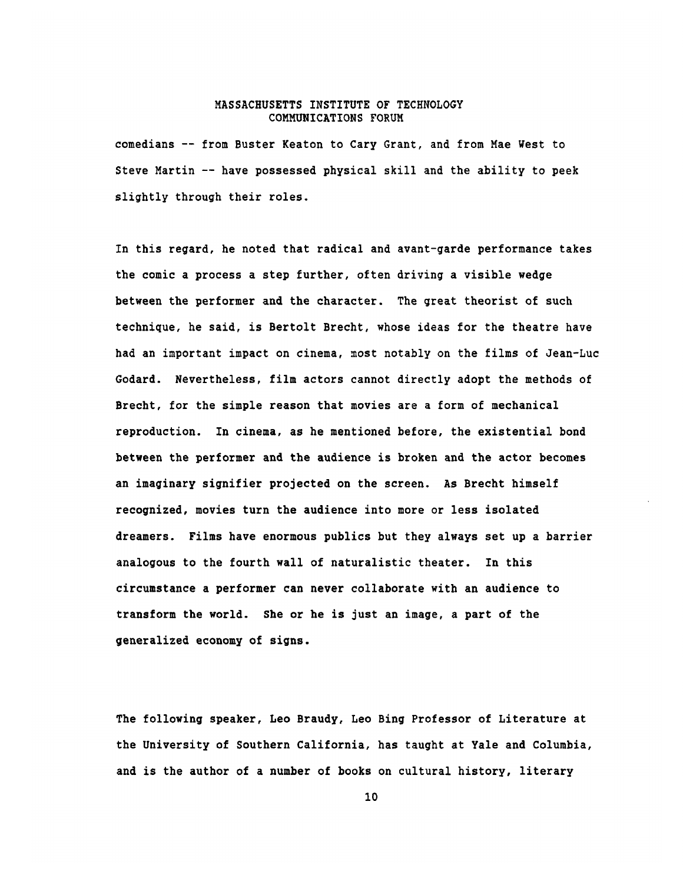comedians -- from Buster Keaton to Cary Grant, and from Mae West to Steve Martin -- have possessed physical skill and the ability to peek slightly through their roles.

In this regard, he noted that radical and avant-garde performance takes the comic a process a step further, often driving a visible wedge between the performer and the character. The great theorist of such technique, he said, is Bertolt Brecht, whose ideas for the theatre have had an important impact on cinema, most notably on the films of Jean-Luc Godard. Nevertheless, film actors cannot directly adopt the methods of Brecht, for the simple reason that movies are a form of mechanical reproduction. In cinema, as he mentioned before, the existential bond between the performer and the audience is broken and the actor becomes an imaginary signifier projected on the screen. As Brecht himself recognized, movies turn the audience into more or less isolated dreamers. Films have enormous publics but they always set up a barrier analogous to the fourth wall of naturalistic theater. In this circumstance a performer can never collaborate with an audience to transform the world. She or he is just an image, a part of the generalized economy of signs.

The following speaker, Leo Braudy, Leo Bing Professor of Literature at the University of Southern California, has taught at Yale and Columbia, and is the author of a number of books on cultural history, literary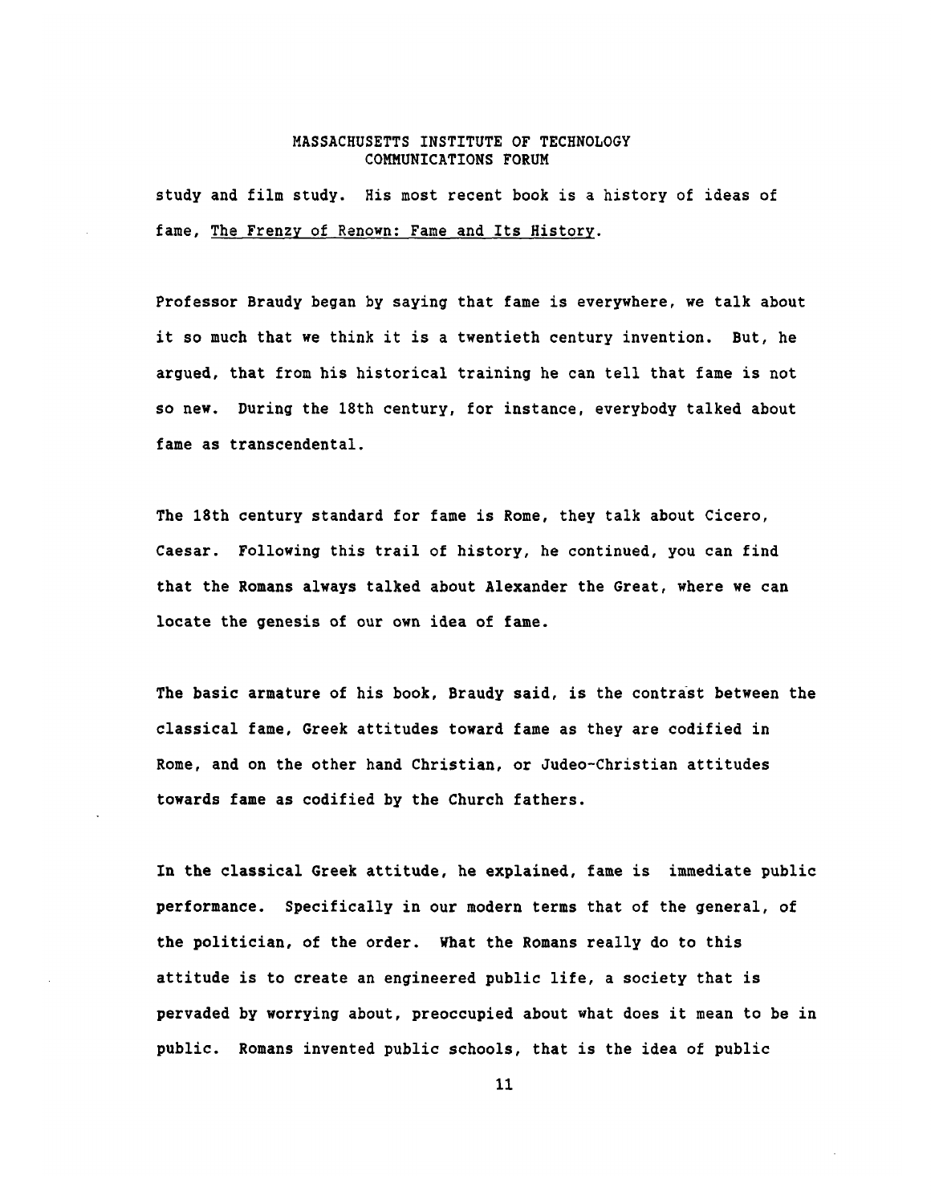study and film study. His most recent book is a history of ideas of fame, The Frenzy of Renown: Fame and Its History.

Professor Braudy began by saying that fame is everywhere, we talk about it so much that we think it is a twentieth century invention. But, he argued, that from his historical training he can tell that fame is not so new. During the 18th century, for instance, everybody talked about fame as transcendental.

The 18th century standard for fame is Rome, they talk about Cicero, Caesar. Following this trail of history, he continued, you can find that the Romans always talked about Alexander the Great, where we can locate the genesis of our own idea of fame.

The basic armature of his book, Braudy said, is the contrast between the classical fame, Greek attitudes toward fame as they are codified in Rome, and on the other hand Christian, or Judeo-Christian attitudes towards fame as codified by the Church fathers.

In the classical Greek attitude, he explained, fame is immediate public performance. Specifically in our modern terms that of the general, of the politician, of the order. What the Romans really do to this attitude is to create an engineered public life, a society that is pervaded by worrying about, preoccupied about what does it mean to be in public. Romans invented public schools, that is the idea of public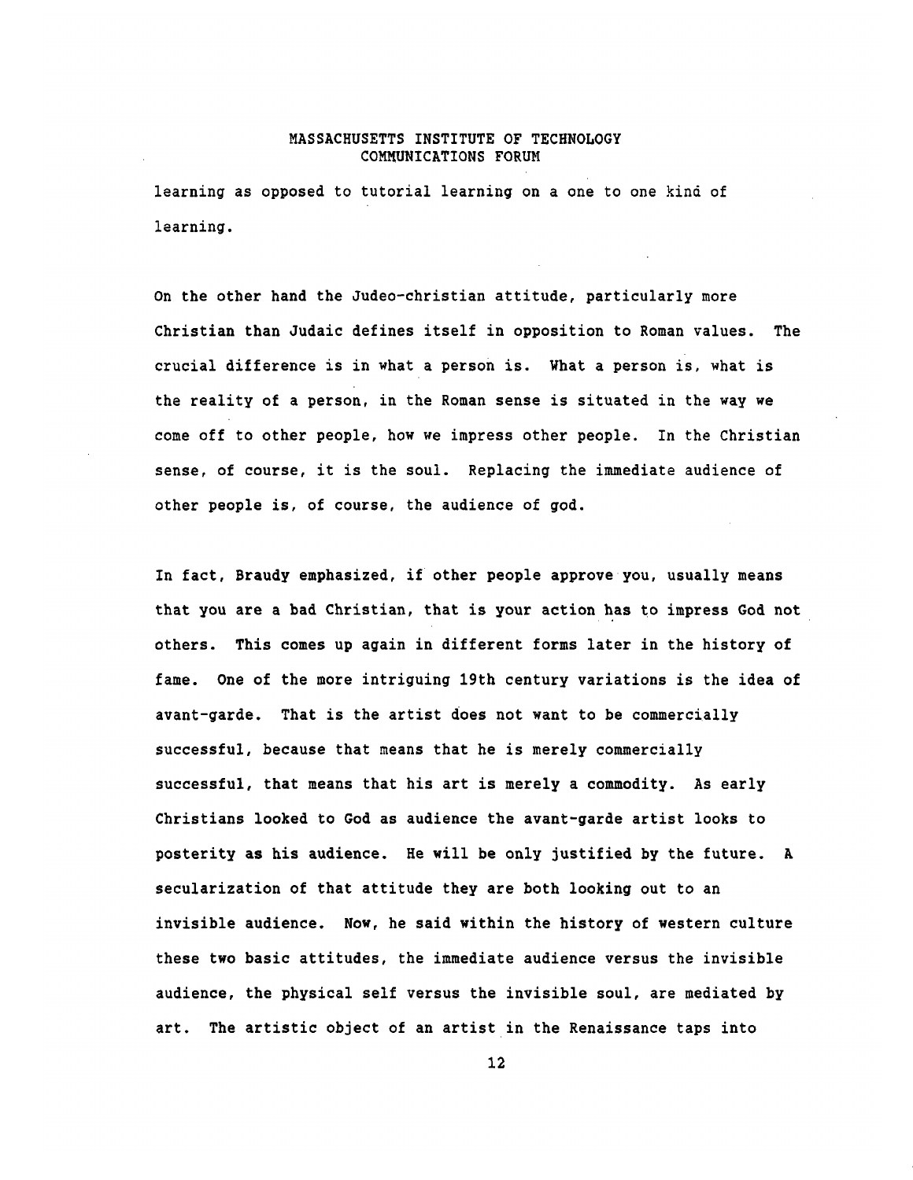learning as opposed to tutorial learning on a one to one kind of learning.

On the other hand the Judeo-christian attitude, particularly more Christian than Judaic defines itself in opposition to Roman values. The crucial difference is in what a person is. What a person is, what is the reality of a person, in the Roman sense is situated in the way we come off to other people, how we impress other people. In the Christian sense, of course, it is the soul. Replacing the immediate audience of other people is, of course, the audience of god.

In fact, Braudy emphasized, if other people approve you, usually means that you are a bad Christian, that is your action has to impress God not others. This comes up again in different forms later in the history of fame. One of the more intriguing 19th century variations is the idea of avant-garde. That is the artist does not want to be commercially successful, because that means that he is merely commercially successful, that means that his art is merely a commodity. As early Christians looked to God as audience the avant-garde artist looks to posterity as his audience. He will be only justified by the future. A secularization of that attitude they are both looking out to an invisible audience. Now, he said within the history of western culture these two basic attitudes, the immediate audience versus the invisible audience, the physical self versus the invisible soul, are mediated by art. The artistic object of an artist in the Renaissance taps into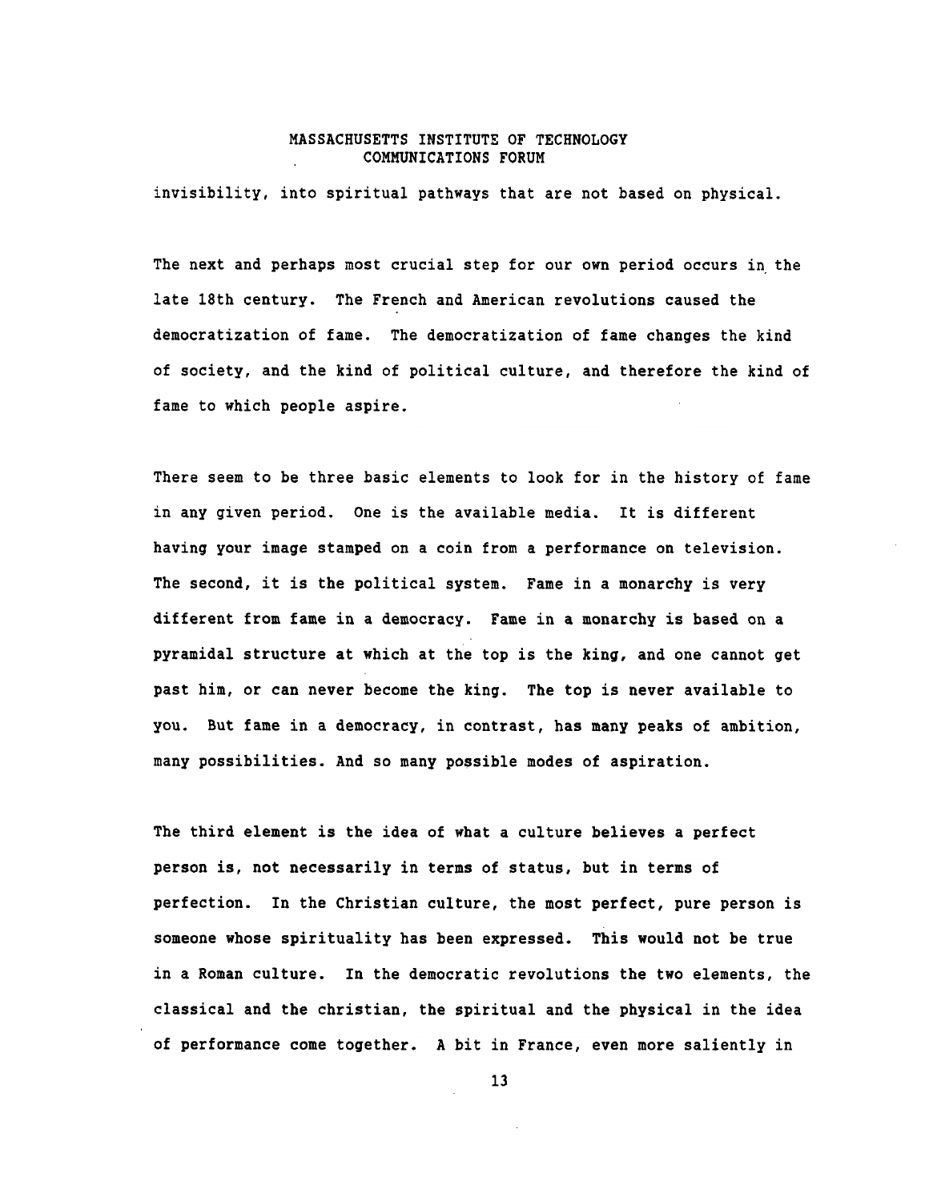invisibility, into spiritual pathways that are not based on physical.

The next and perhaps most crucial step for our own period occurs in the late 18th century. The French and American revolutions caused the democratization of fame. The democratization of fame changes the kind of society, and the kind of political culture, and therefore the kind of fame to which people aspire.

There seem to be three basic elements to look for in the history of fame in any given period. One is the available media. It is different having your image stamped on a coin from a performance on television. The second, it is the political system. Fame in a monarchy is very different from fame in a democracy. Fame in a monarchy is based on a pyramidal structure at which at the top is the king, and one cannot get past him, or can never become the king. The top is never available to you. But fame in a democracy, in contrast, has many peaks of ambition, many possibilities. And so many possible modes of aspiration.

The third element is the idea of what a culture believes a perfect person is, not necessarily in terms of status, but in terms of perfection. In the Christian culture, the most perfect, pure person is someone whose spirituality has been expressed. This would not be true in a Roman culture. In the democratic revolutions the two elements, the classical and the christian, the spiritual and the physical in the idea of performance come together. A bit in France, even more saliently in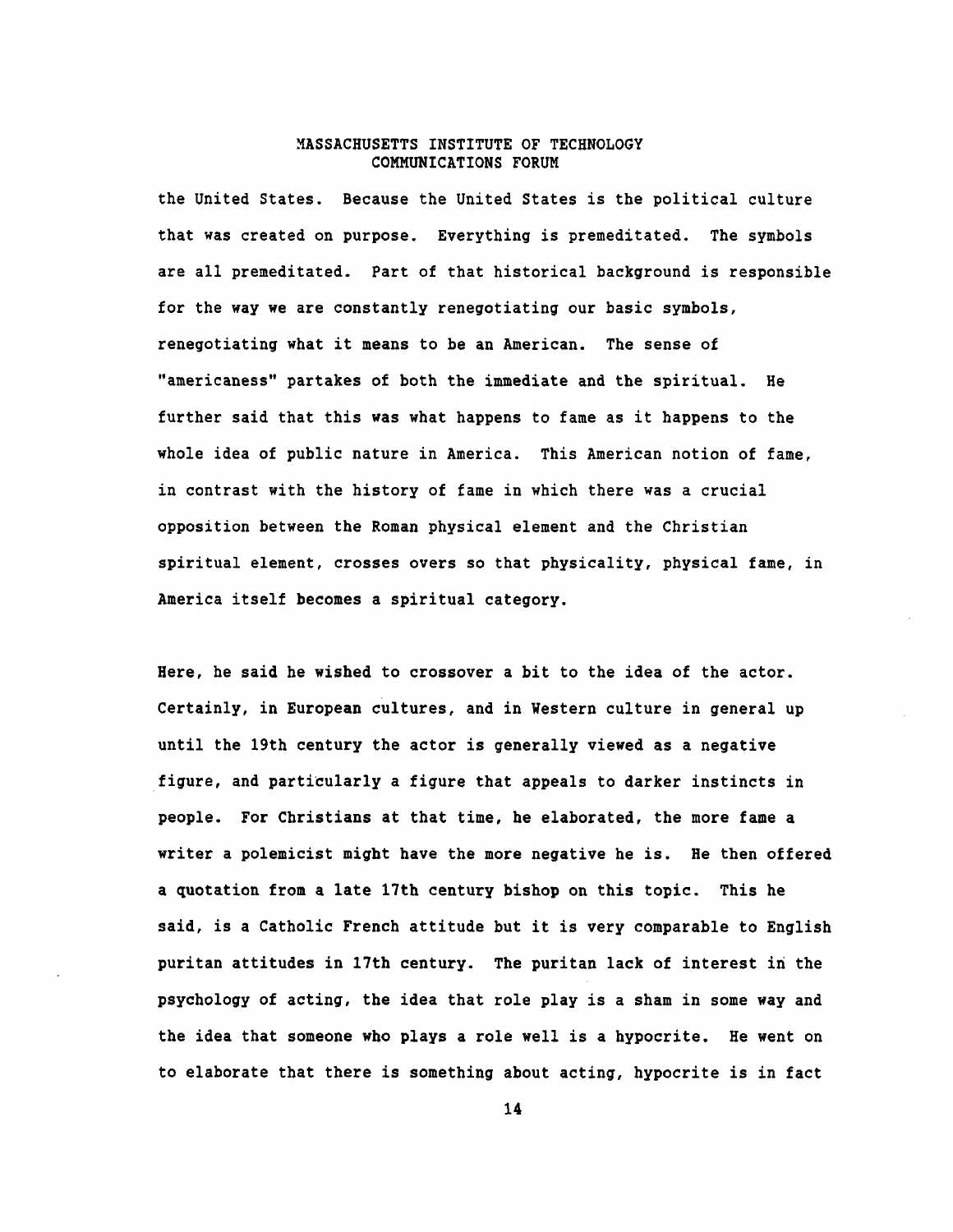the United States. Because the United States is the political culture that was created on purpose. Everything is premeditated. The symbols are all premeditated. Part of that historical background is responsible for the way we are constantly renegotiating our basic symbols, renegotiating what it means to be an American. The sense of "americaness" partakes of both the immediate and the spiritual. He further said that this was what happens to fame as it happens to the whole idea of public nature in America. This American notion of fame, in contrast with the history of fame in which there was a crucial opposition between the Roman physical element and the Christian spiritual element, crosses overs so that physicality, physical fame, in America itself becomes a spiritual category.

Here, he said he wished to crossover a bit to the idea of the actor. Certainly, in European cultures, and in Western culture in general up until the 19th century the actor is generally viewed as a negative figure, and particularly a figure that appeals to darker instincts in people. For Christians at that time, he elaborated, the more fame a writer a polemicist might have the more negative he is. He then offered a quotation from a late 17th century bishop on this topic. This he said, is a Catholic French attitude but it is very comparable to English puritan attitudes in 17th century. The puritan lack of interest in the psychology of acting, the idea that role play is a sham in some way and the idea that someone who plays a role well is a hypocrite. He went on to elaborate that there is something about acting, hypocrite is in fact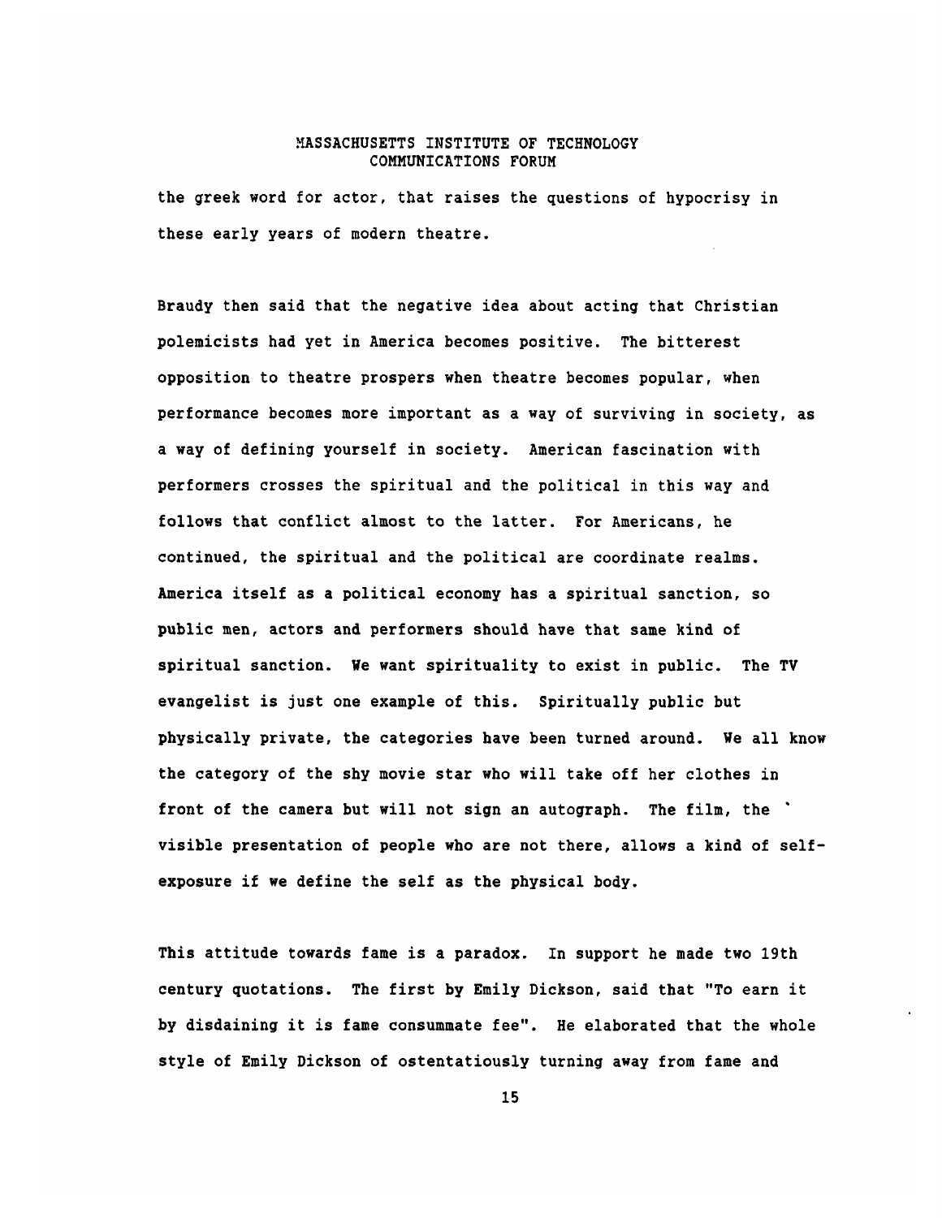the greek word for actor, that raises the questions of hypocrisy in these early years of modern theatre.

Braudy then said that the negative idea about acting that Christian polemicists had yet in America becomes positive. The bitterest opposition to theatre prospers when theatre becomes popular, when performance becomes more important as a way of surviving in society, as a way of defining yourself in society. American fascination with performers crosses the spiritual and the political in this way and follows that conflict almost to the latter. For Americans, he continued, the spiritual and the political are coordinate realms. America itself as a political economy has a spiritual sanction, so public men, actors and performers should have that same kind of spiritual sanction. We want spirituality to exist in public. The TV evangelist is just one example of this. Spiritually public but physically private, the categories have been turned around. We all know the category of the shy movie star who will take off her clothes in front of the camera but will not sign an autograph. The film, the visible presentation of people who are not there, allows a kind of self-exposure if we define the self as the physical body.

This attitude towards fame is a paradox. In support he made two 19th century quotations. The first by Emily Dickson, said that "To earn it by disdaining it is fame consummate fee". He elaborated that the whole style of Emily Dickson of ostentatiously turning away from fame and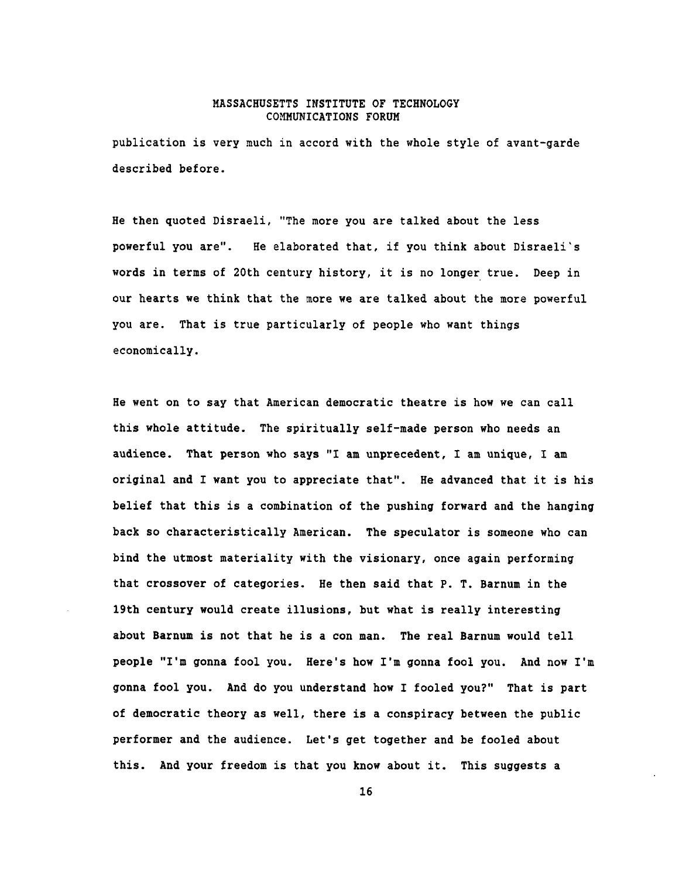publication is very much in accord with the whole style of avant-garde described before.

He then quoted Disraeli, "The more you are talked about the less powerful you are". He elaborated that, if you think about Disraeli's words in terms of 20th century history, it is no longer true. Deep in our hearts we think that the more we are talked about the more powerful you are. That is true particularly of people who want things economically.

He went on to say that American democratic theatre is how we can call this whole attitude. The spiritually self-made person who needs an audience. That person who says "I am unprecedent, I am unique, I am original and I want you to appreciate that". He advanced that it is his belief that this is a combination of the pushing forward and the hanging back so characteristically American. The speculator is someone who can bind the utmost materiality with the visionary, once again performing that crossover of categories. He then said that P. T. Barnum in the 19th century would create illusions, but what is really interesting about Barnum is not that he is a con man. The real Barnum would tell people "I'm gonna fool you. Here's how I'm gonna fool you. And now I'm gonna fool you. And do you understand how I fooled you?" That is part of democratic theory as well, there is a conspiracy between the public performer and the audience. Let's get together and be fooled about this. And your freedom is that you know about it. This suggests a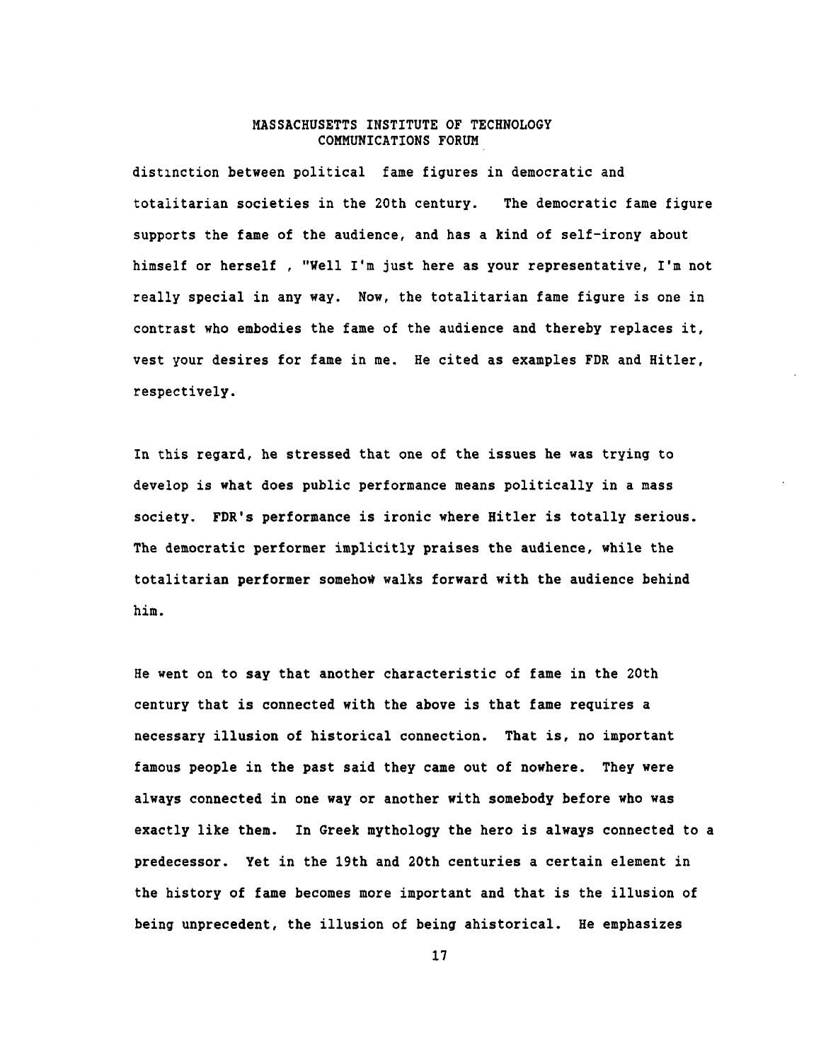distinction between political fame figures in democratic and totalitarian societies in the 20th century. The democratic fame figure supports the fame of the audience, and has a kind of self-irony about himself or herself , "Well I'm just here as your representative, I'm not really special in any way. Now, the totalitarian fame figure is one in contrast who embodies the fame of the audience and thereby replaces it, vest your desires for fame in me. He cited as examples FDR and Hitler, respectively.

In this regard, he stressed that one of the issues he was trying to develop is what does public performance means politically in a mass society. FDR's performance is ironic where Hitler is totally serious. The democratic performer implicitly praises the audience, while the totalitarian performer somehow walks forward with the audience behind him.

He went on to say that another characteristic of fame in the 20th century that is connected with the above is that fame requires a necessary illusion of historical connection. That is, no important famous people in the past said they came out of nowhere. They were always connected in one way or another with somebody before who was exactly like them. In Greek mythology the hero is always connected to a predecessor. Yet in the 19th and 20th centuries a certain element in the history of fame becomes more important and that is the illusion of being unprecedent, the illusion of being ahistorical. He emphasizes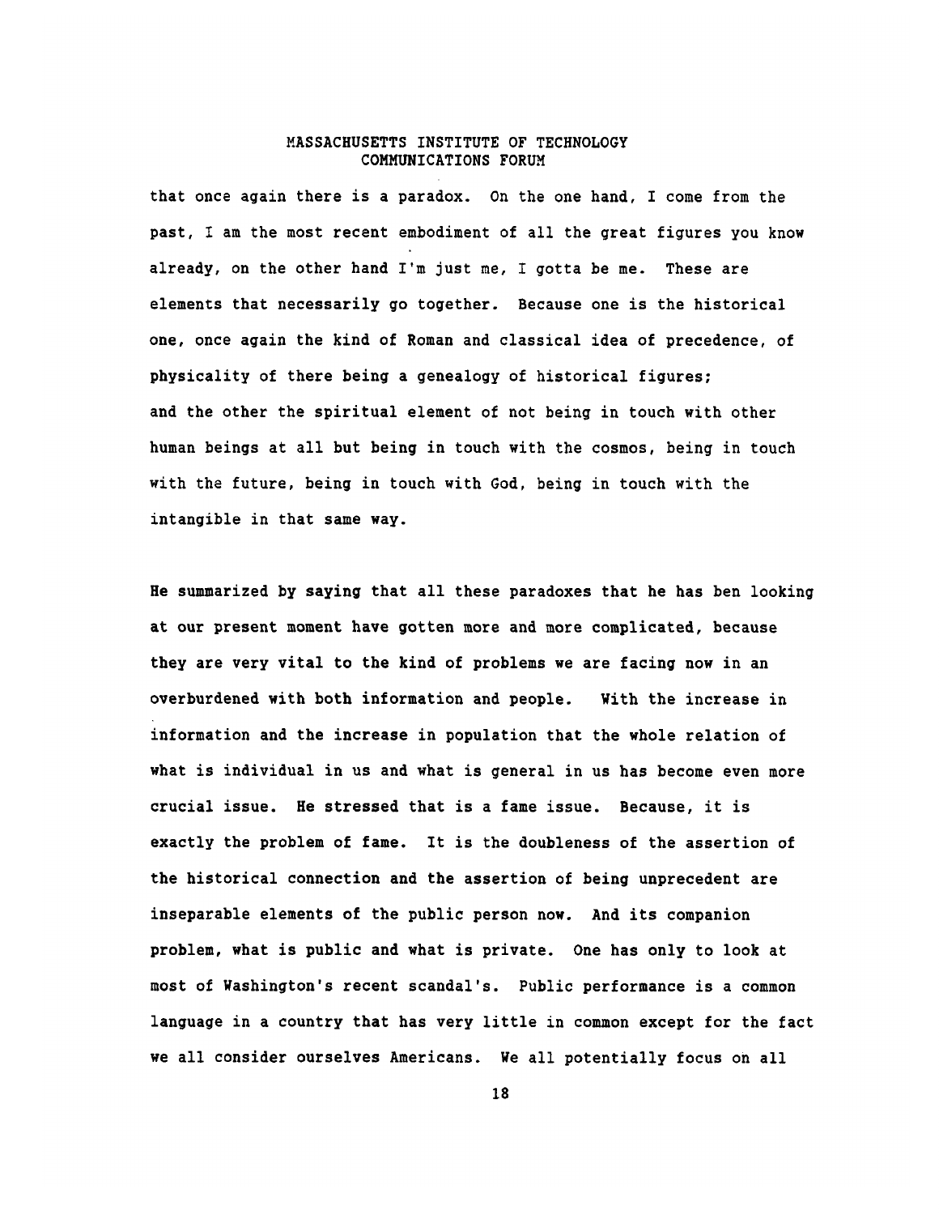that once again there is a paradox. On the one hand, I come from the past, I am the most recent embodiment of all the great figures you know already, on the other hand I'm just me, I gotta be me. These are elements that necessarily go together. Because one is the historical one, once again the kind of Roman and classical idea of precedence, of physicality of there being a genealogy of historical figures; and the other the spiritual element of not being in touch with other human beings at all but being in touch with the cosmos, being in touch with the future, being in touch with God, being in touch with the intangible in that same way.

He summarized by saying that all these paradoxes that he has ben looking at our present moment have gotten more and more complicated, because they are very vital to the kind of problems we are facing now in an overburdened with both information and people. With the increase in information and the increase in population that the whole relation of what is individual in us and what is general in us has become even more crucial issue. He stressed that is a fame issue. Because, it is exactly the problem of fame. It is the doubleness of the assertion of the historical connection and the assertion of being unprecedent are inseparable elements of the public person now. And its companion problem, what is public and what is private. One has only to look at most of Washington's recent scandal's. Public performance is a common language in a country that has very little in common except for the fact we all consider ourselves Americans. We all potentially focus on all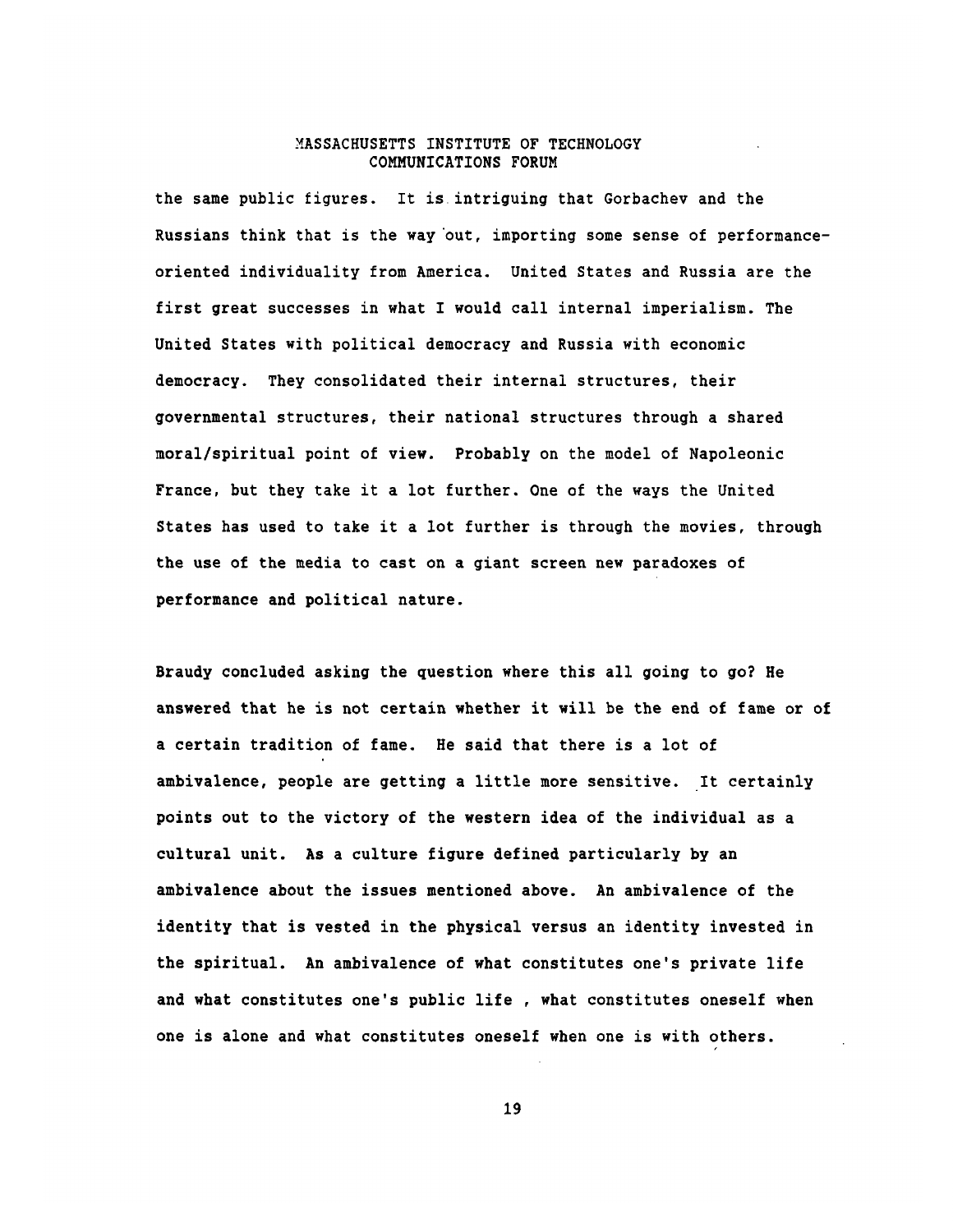the same public figures. It is intriguing that Gorbachev and the Russians think that is the way out, importing some sense of performance-oriented individuality from America. United States and Russia are the first great successes in what I would call internal imperialism. The United States with political democracy and Russia with economic democracy. They consolidated their internal structures, their governmental structures, their national structures through a shared moral/spiritual point of view. Probably on the model of Napoleonic France, but they take it a lot further. One of the ways the United States has used to take it a lot further is through the movies, through the use of the media to cast on a giant screen new paradoxes of performance and political nature.

Braudy concluded asking the question where this all going to go? He answered that he is not certain whether it will be the end of fame or of a certain tradition of fame. He said that there is a lot of ambivalence, people are getting a little more sensitive. It certainly points out to the victory of the western idea of the individual as a cultural unit. As a culture figure defined particularly by an ambivalence about the issues mentioned above. An ambivalence of the identity that is vested in the physical versus an identity invested in the spiritual. An ambivalence of what constitutes one's private life and what constitutes one's public life , what constitutes oneself when one is alone and what constitutes oneself when one is with others.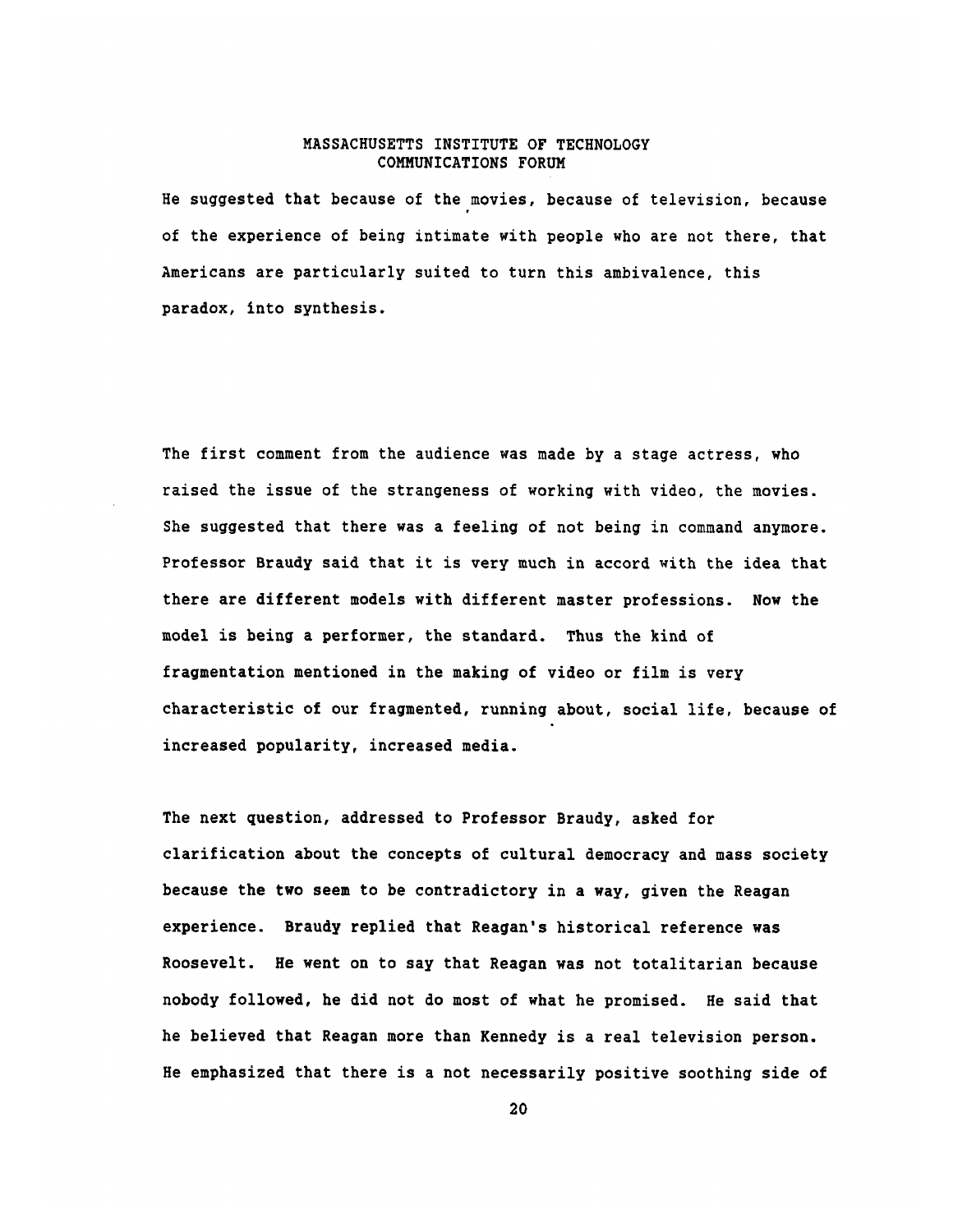He suggested that because of the movies, because of television, because of the experience of being intimate with people who are not there, that Americans are particularly suited to turn this ambivalence, this paradox, into synthesis.

The first comment from the audience was made by a stage actress, who raised the issue of the strangeness of working with video, the movies. She suggested that there was a feeling of not being in command anymore. Professor Braudy said that it is very much in accord with the idea that there are different models with different master professions. Now the model is being a performer, the standard. Thus the kind of fragmentation mentioned in the making of video or film is very characteristic of our fragmented, running about, social life, because of increased popularity, increased media.

The next question, addressed to Professor Braudy, asked for clarification about the concepts of cultural democracy and mass society because the two seem to be contradictory in a way, given the Reagan experience. Braudy replied that Reagan's historical reference was Roosevelt. He went on to say that Reagan was not totalitarian because nobody followed, he did not do most of what he promised. He said that he believed that Reagan more than Kennedy is a real television person. He emphasized that there is a not necessarily positive soothing side of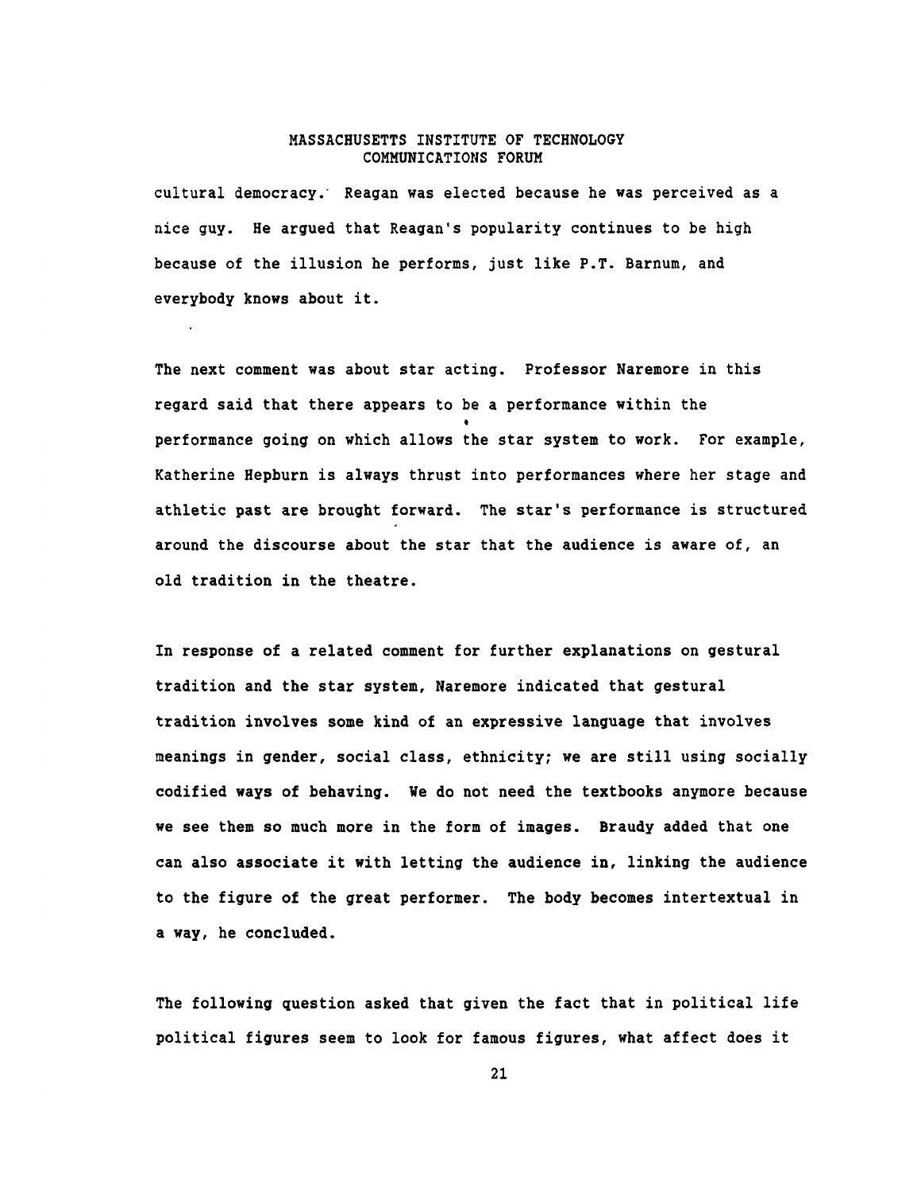cultural democracy. Reagan was elected because he was perceived as a nice guy. He argued that Reagan's popularity continues to be high because of the illusion he performs, just like P.T. Barnum, and everybody knows about it.

The next comment was about star acting. Professor Naremore in this regard said that there appears to be a performance within the performance going on which allows the star system to work. For example, Katherine Hepburn is always thrust into performances where her stage and athletic past are brought forward. The star's performance is structured around the discourse about the star that the audience is aware of, an old tradition in the theatre.

In response of a related comment for further explanations on gestural tradition and the star system, Naremore indicated that gestural tradition involves some kind of an expressive language that involves meanings in gender, social class, ethnicity; we are still using socially codified ways of behaving. We do not need the textbooks anymore because we see them so much more in the form of images. Braudy added that one can also associate it with letting the audience in, linking the audience to the figure of the great performer. The body becomes intertextual in a way, he concluded.

The following question asked that given the fact that in political life political figures seem to look for famous figures, what affect does it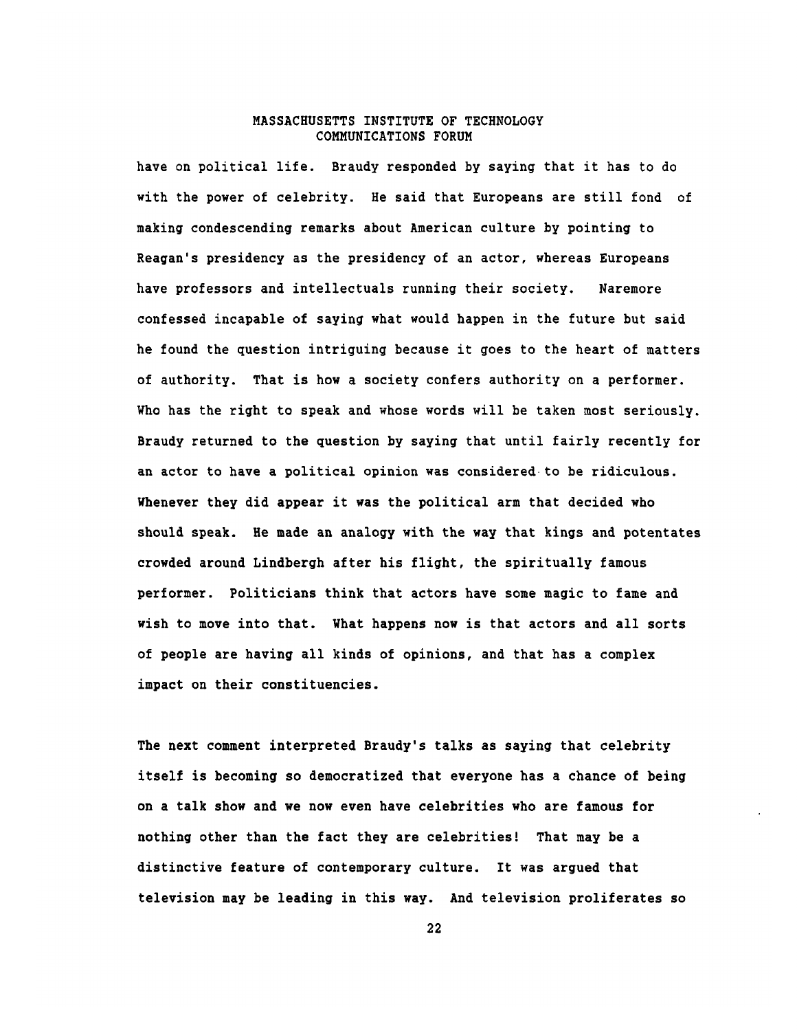have on political life. Braudy responded by saying that it has to do with the power of celebrity. He said that Europeans are still fond of making condescending remarks about American culture by pointing to Reagan's presidency as the presidency of an actor, whereas Europeans have professors and intellectuals running their society. Naremore confessed incapable of saying what would happen in the future but said he found the question intriguing because it goes to the heart of matters of authority. That is how a society confers authority on a performer. Who has the right to speak and whose words will be taken most seriously. Braudy returned to the question by saying that until fairly recently for an actor to have a political opinion was considered to be ridiculous. Whenever they did appear it was the political arm that decided who should speak. He made an analogy with the way that kings and potentates crowded around Lindbergh after his flight, the spiritually famous performer. Politicians think that actors have some magic to fame and wish to move into that. What happens now is that actors and all sorts of people are having all kinds of opinions, and that has a complex impact on their constituencies.

The next comment interpreted Braudy's talks as saying that celebrity itself is becoming so democratized that everyone has a chance of being on a talk show and we now even have celebrities who are famous for nothing other than the fact they are celebrities! That may be a distinctive feature of contemporary culture. It was argued that television may be leading in this way. And television proliferates so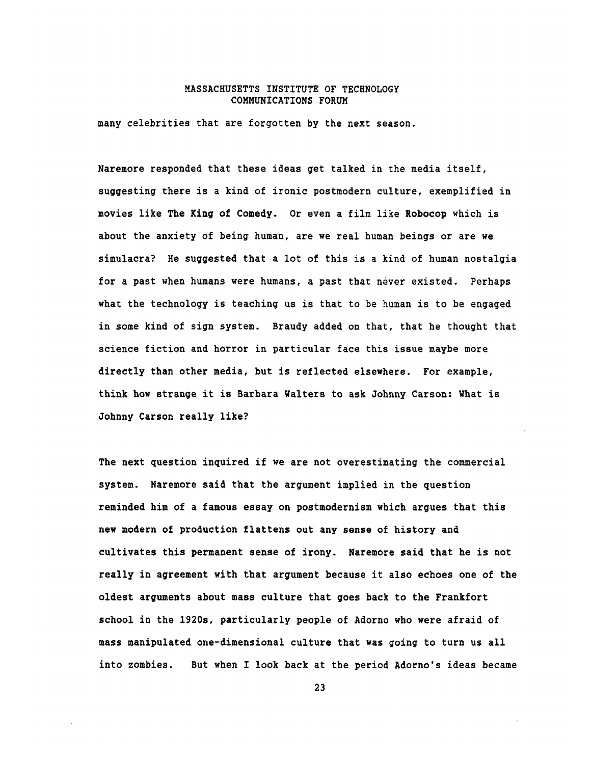many celebrities that are forgotten by the next season.

Naremore responded that these ideas get talked in the media itself, suggesting there is a kind of ironic postmodern culture, exemplified in movies like **The King of Comedy**. Or even a film like **Robocop** which is about the anxiety of being human, are we real human beings or are we simulacra? He suggested that a lot of this is a kind of human nostalgia for a past when humans were humans, a past that never existed. Perhaps what the technology is teaching us is that to be human is to be engaged in some kind of sign system. Braudy added on that, that he thought that science fiction and horror in particular face this issue maybe more directly than other media, but is reflected elsewhere. For example, think how strange it is Barbara Walters to ask Johnny Carson: What is Johnny Carson really like?

The next question inquired if we are not overestimating the commercial system. Naremore said that the argument implied in the question reminded him of a famous essay on postmodernism which argues that this new modern of production flattens out any sense of history and cultivates this permanent sense of irony. Naremore said that he is not really in agreement with that argument because it also echoes one of the oldest arguments about mass culture that goes back to the Frankfort school in the 1920s, particularly people of Adorno who were afraid of mass manipulated one-dimensional culture that was going to turn us all into zombies. But when I look back at the period Adorno's ideas became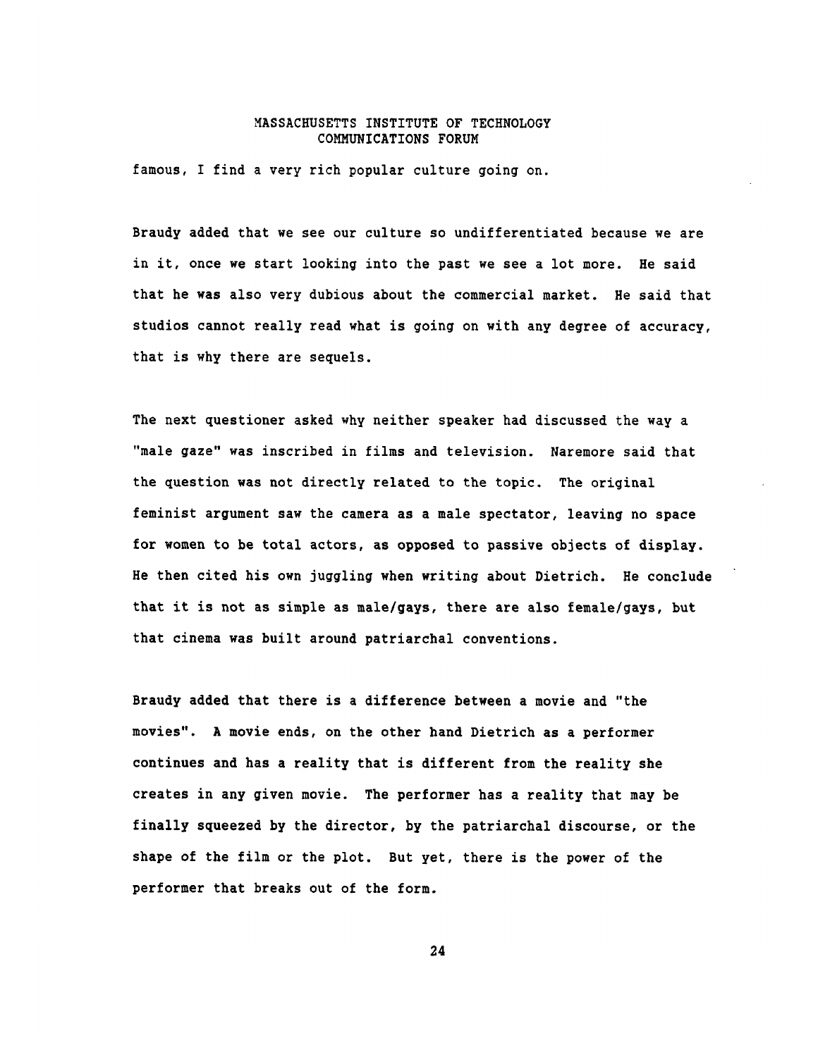famous, I find a very rich popular culture going on.

Braudy added that we see our culture so undifferentiated because we are in it, once we start looking into the past we see a lot more. He said that he was also very dubious about the commercial market. He said that studios cannot really read what is going on with any degree of accuracy, that is why there are sequels.

The next questioner asked why neither speaker had discussed the way a "male gaze" was inscribed in films and television. Naremore said that the question was not directly related to the topic. The original feminist argument saw the camera as a male spectator, leaving no space for women to be total actors, as opposed to passive objects of display. He then cited his own juggling when writing about Dietrich. He conclude that it is not as simple as male/gays, there are also female/gays, but that cinema was built around patriarchal conventions.

Braudy added that there is a difference between a movie and "the movies". A movie ends, on the other hand Dietrich as a performer continues and has a reality that is different from the reality she creates in any given movie. The performer has a reality that may be finally squeezed by the director, by the patriarchal discourse, or the shape of the film or the plot. But yet, there is the power of the performer that breaks out of the form.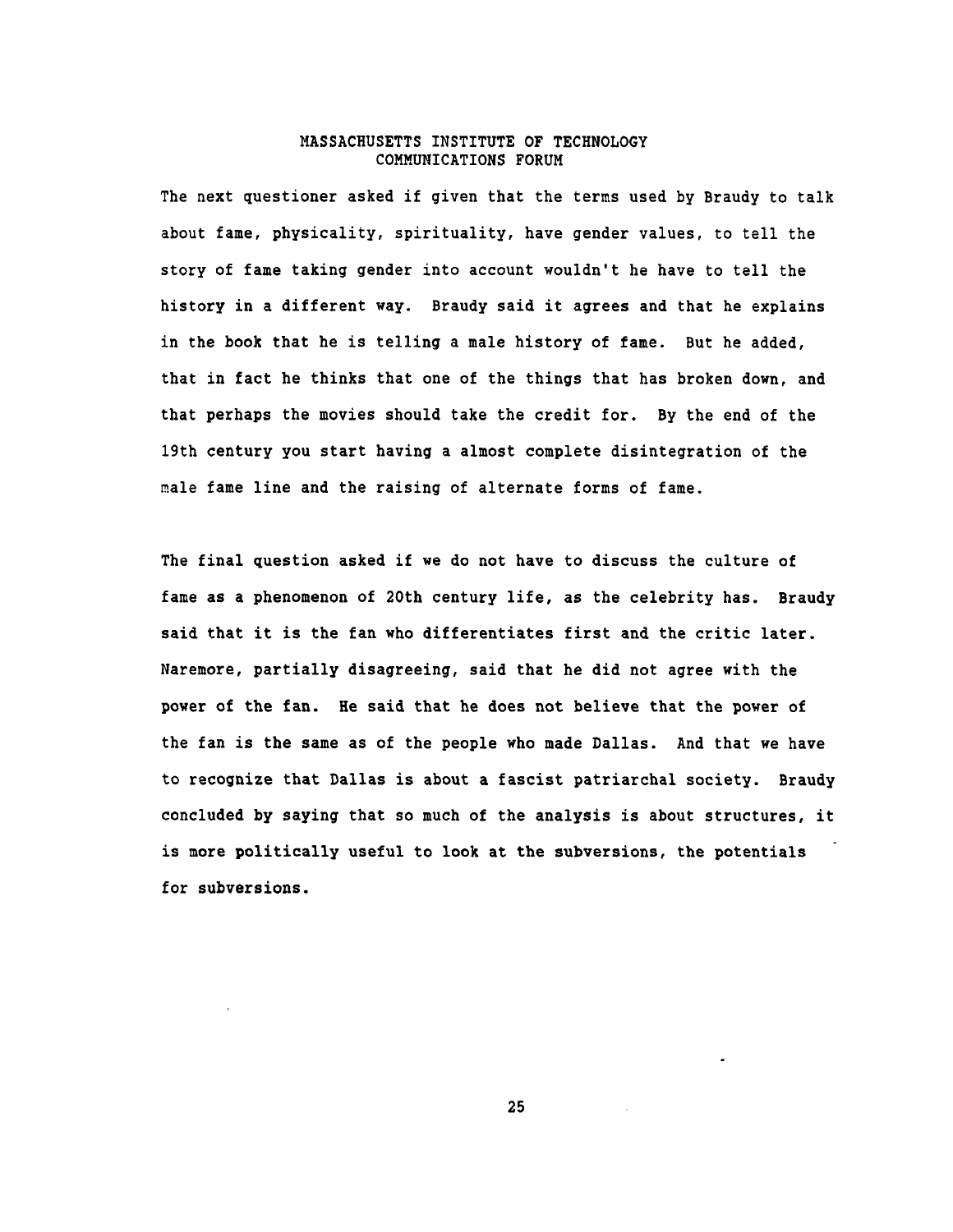The next questioner asked if given that the terms used by Braudy to talk about fame, physicality, spirituality, have gender values, to tell the story of fame taking gender into account wouldn't he have to tell the history in a different way. Braudy said it agrees and that he explains in the book that he is telling a male history of fame. But he added, that in fact he thinks that one of the things that has broken down, and that perhaps the movies should take the credit for. By the end of the 19th century you start having a almost complete disintegration of the male fame line and the raising of alternate forms of fame.

The final question asked if we do not have to discuss the culture of fame as a phenomenon of 20th century life, as the celebrity has. Braudy said that it is the fan who differentiates first and the critic later. Naremore, partially disagreeing, said that he did not agree with the power of the fan. He said that he does not believe that the power of the fan is the same as of the people who made Dallas. And that we have to recognize that Dallas is about a fascist patriarchal society. Braudy concluded by saying that so much of the analysis is about structures, it is more politically useful to look at the subversions, the potentials for subversions.